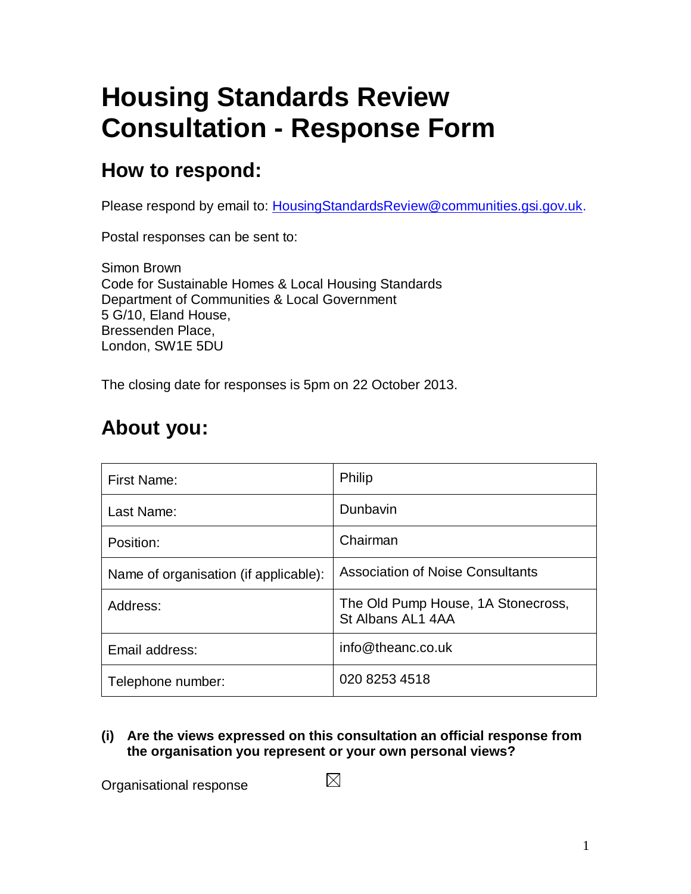# Housing Standards Review Consultation - Response Form

## How to respond:

Please respond by email to: HousingStandardsReview@communities.gsi.gov.uk.

Postal responses can be sent to:

Simon Brown
Code for Sustainable Homes & Local Housing Standards
Department of Communities & Local Government
5 G/10, Eland House,
Bressenden Place,
London, SW1E 5DU

The closing date for responses is 5pm on 22 October 2013.

## About you:

| | |
|---|---|
| First Name: | Philip |
| Last Name: | Dunbavin |
| Position: | Chairman |
| Name of organisation (if applicable): | Association of Noise Consultants |
| Address: | The Old Pump House, 1A Stonecross, St Albans AL1 4AA |
| Email address: | info@theanc.co.uk |
| Telephone number: | 020 8253 4518 |

**(i) Are the views expressed on this consultation an official response from the organisation you represent or your own personal views?**

Organisational response ☒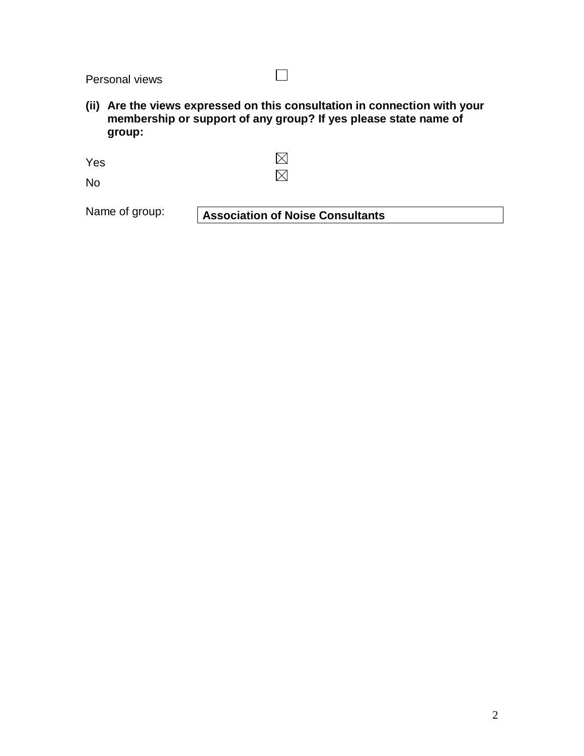Personal views ☐

**(ii) Are the views expressed on this consultation in connection with your membership or support of any group? If yes please state name of group:**

Yes ☒

No ☒

Name of group: **Association of Noise Consultants**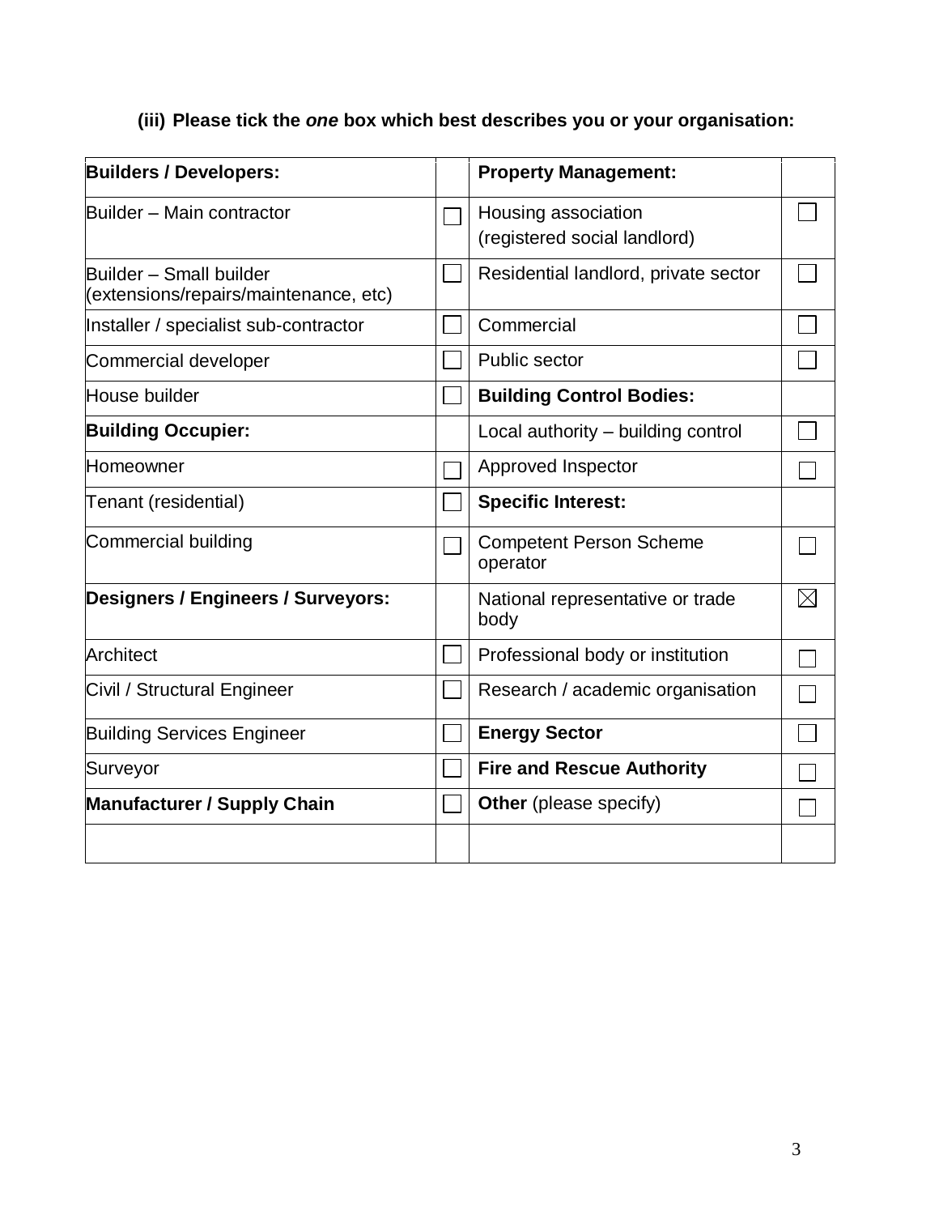**(iii) Please tick the *one* box which best describes you or your organisation:**

| **Builders / Developers:** | | **Property Management:** | |
|---|---|---|---|
| Builder – Main contractor | ☐ | Housing association (registered social landlord) | ☐ |
| Builder – Small builder (extensions/repairs/maintenance, etc) | ☐ | Residential landlord, private sector | ☐ |
| Installer / specialist sub-contractor | ☐ | Commercial | ☐ |
| Commercial developer | ☐ | Public sector | ☐ |
| House builder | ☐ | **Building Control Bodies:** | |
| **Building Occupier:** | | Local authority – building control | ☐ |
| Homeowner | ☐ | Approved Inspector | ☐ |
| Tenant (residential) | ☐ | **Specific Interest:** | |
| Commercial building | ☐ | Competent Person Scheme operator | ☐ |
| **Designers / Engineers / Surveyors:** | | National representative or trade body | ☒ |
| Architect | ☐ | Professional body or institution | ☐ |
| Civil / Structural Engineer | ☐ | Research / academic organisation | ☐ |
| Building Services Engineer | ☐ | **Energy Sector** | ☐ |
| Surveyor | ☐ | **Fire and Rescue Authority** | ☐ |
| **Manufacturer / Supply Chain** | ☐ | **Other** (please specify) | ☐ |
| | | | |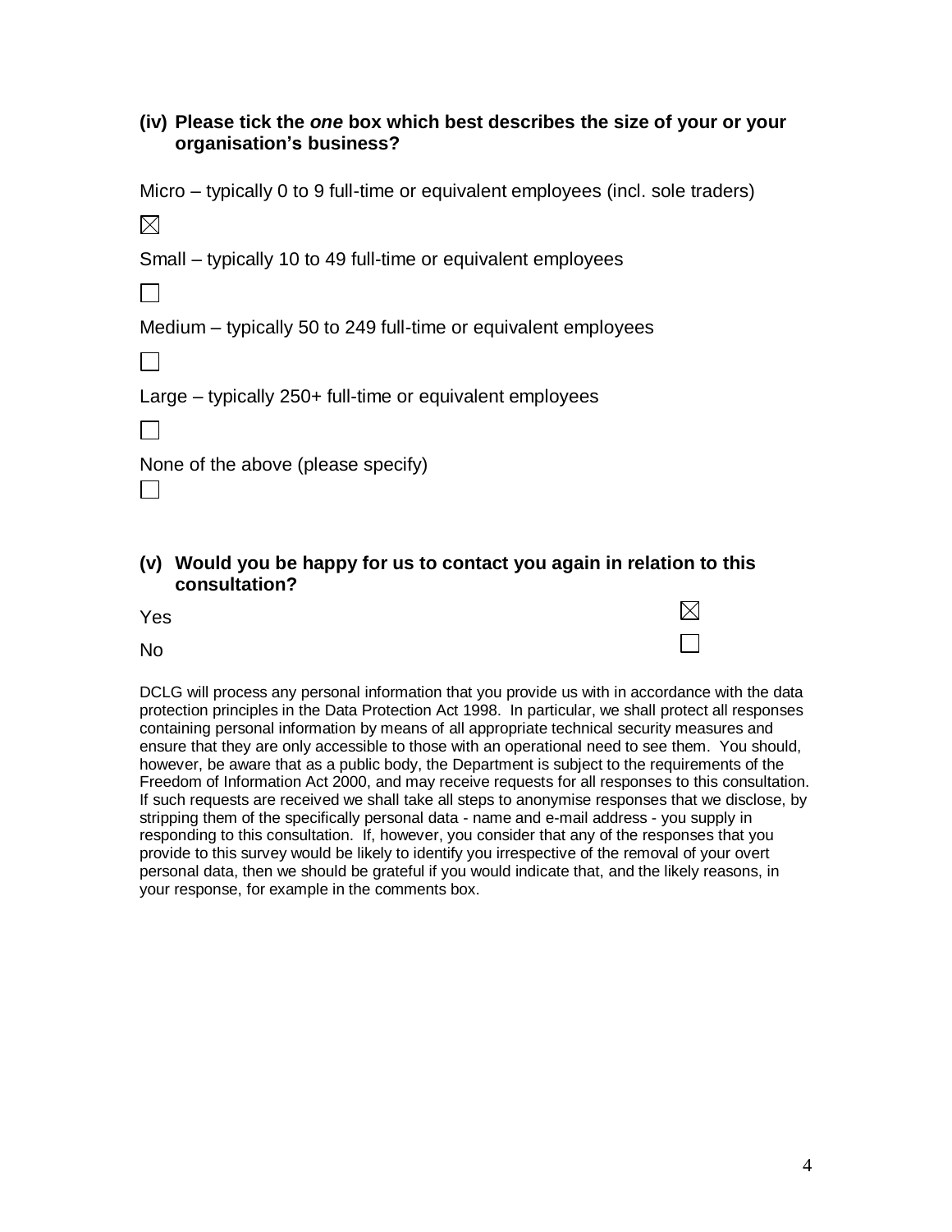**(iv) Please tick the *one* box which best describes the size of your or your organisation's business?**

Micro – typically 0 to 9 full-time or equivalent employees (incl. sole traders)

☒

Small – typically 10 to 49 full-time or equivalent employees

☐

Medium – typically 50 to 249 full-time or equivalent employees

☐

Large – typically 250+ full-time or equivalent employees

☐

None of the above (please specify)

☐

**(v) Would you be happy for us to contact you again in relation to this consultation?**

Yes ☒

No ☐

DCLG will process any personal information that you provide us with in accordance with the data protection principles in the Data Protection Act 1998. In particular, we shall protect all responses containing personal information by means of all appropriate technical security measures and ensure that they are only accessible to those with an operational need to see them. You should, however, be aware that as a public body, the Department is subject to the requirements of the Freedom of Information Act 2000, and may receive requests for all responses to this consultation. If such requests are received we shall take all steps to anonymise responses that we disclose, by stripping them of the specifically personal data - name and e-mail address - you supply in responding to this consultation. If, however, you consider that any of the responses that you provide to this survey would be likely to identify you irrespective of the removal of your overt personal data, then we should be grateful if you would indicate that, and the likely reasons, in your response, for example in the comments box.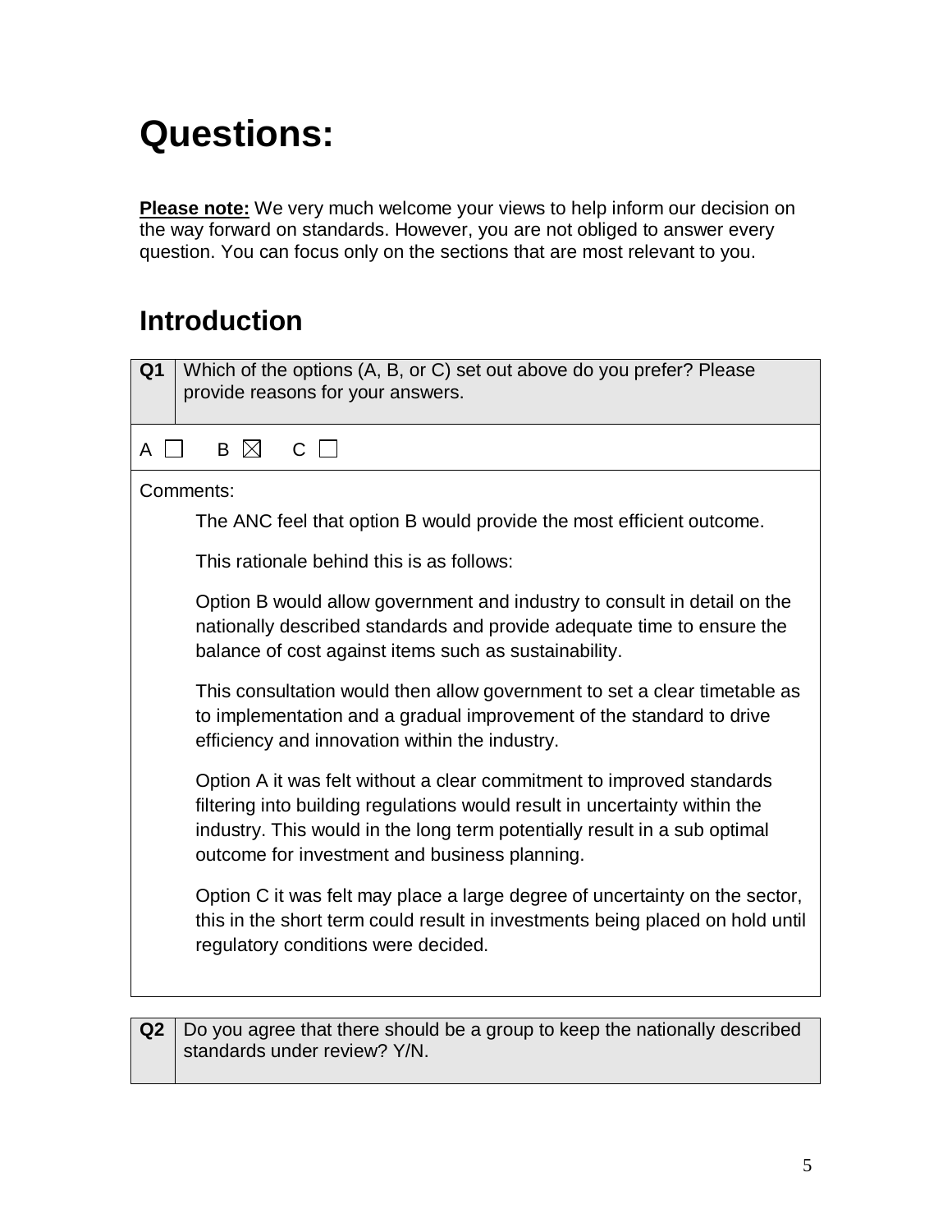# Questions:

**Please note:** We very much welcome your views to help inform our decision on the way forward on standards. However, you are not obliged to answer every question. You can focus only on the sections that are most relevant to you.

## Introduction

| Q1 | Which of the options (A, B, or C) set out above do you prefer? Please provide reasons for your answers. |
|---|---|

A ☐ B ☒ C ☐

Comments:

The ANC feel that option B would provide the most efficient outcome.

This rationale behind this is as follows:

Option B would allow government and industry to consult in detail on the nationally described standards and provide adequate time to ensure the balance of cost against items such as sustainability.

This consultation would then allow government to set a clear timetable as to implementation and a gradual improvement of the standard to drive efficiency and innovation within the industry.

Option A it was felt without a clear commitment to improved standards filtering into building regulations would result in uncertainty within the industry. This would in the long term potentially result in a sub optimal outcome for investment and business planning.

Option C it was felt may place a large degree of uncertainty on the sector, this in the short term could result in investments being placed on hold until regulatory conditions were decided.

| Q2 | Do you agree that there should be a group to keep the nationally described standards under review? Y/N. |
|---|---|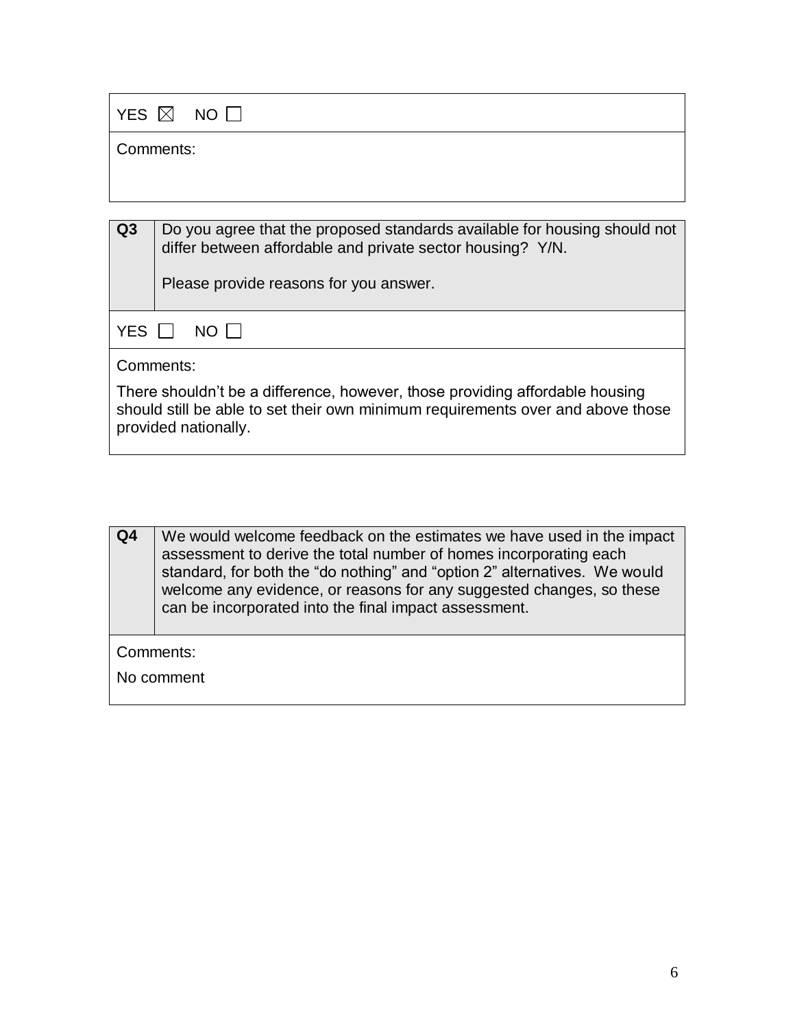| YES ☒ NO ☐ |
|---|
| Comments: |

| **Q3** | Do you agree that the proposed standards available for housing should not differ between affordable and private sector housing? Y/N.<br><br>Please provide reasons for you answer. |
|---|---|
| YES ☐ NO ☐ | |
| Comments:<br><br>There shouldn't be a difference, however, those providing affordable housing should still be able to set their own minimum requirements over and above those provided nationally. | |

| **Q4** | We would welcome feedback on the estimates we have used in the impact assessment to derive the total number of homes incorporating each standard, for both the "do nothing" and "option 2" alternatives. We would welcome any evidence, or reasons for any suggested changes, so these can be incorporated into the final impact assessment. |
|---|---|
| Comments:<br><br>No comment | |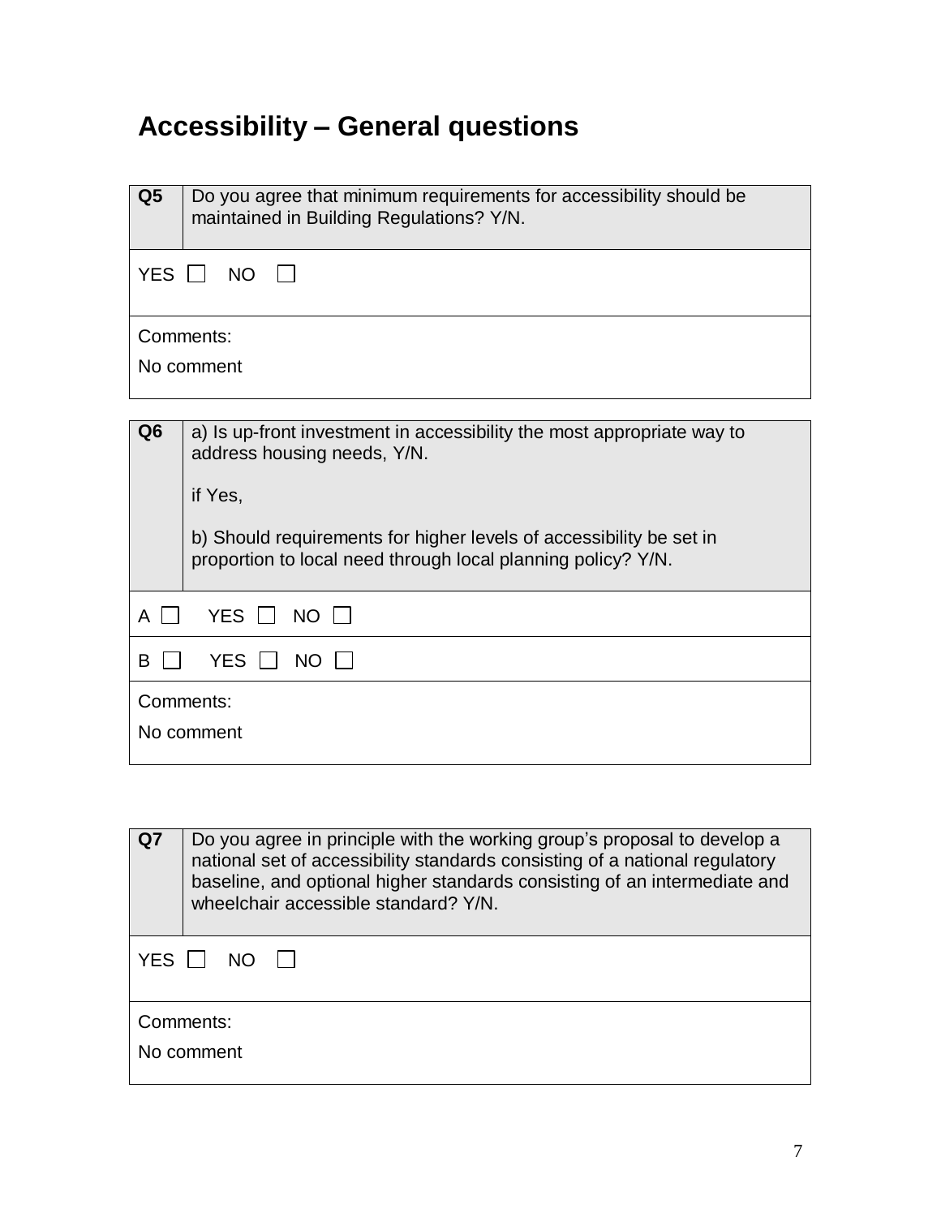# Accessibility – General questions

| Q5 | Do you agree that minimum requirements for accessibility should be maintained in Building Regulations? Y/N. |
|---|---|
| YES ☐ NO ☐ | |
| Comments:<br>No comment | |

| Q6 | a) Is up-front investment in accessibility the most appropriate way to address housing needs, Y/N.<br><br>if Yes,<br><br>b) Should requirements for higher levels of accessibility be set in proportion to local need through local planning policy? Y/N. |
|---|---|
| A ☐ YES ☐ NO ☐ | |
| B ☐ YES ☐ NO ☐ | |
| Comments:<br>No comment | |

| Q7 | Do you agree in principle with the working group's proposal to develop a national set of accessibility standards consisting of a national regulatory baseline, and optional higher standards consisting of an intermediate and wheelchair accessible standard? Y/N. |
|---|---|
| YES ☐ NO ☐ | |
| Comments:<br>No comment | |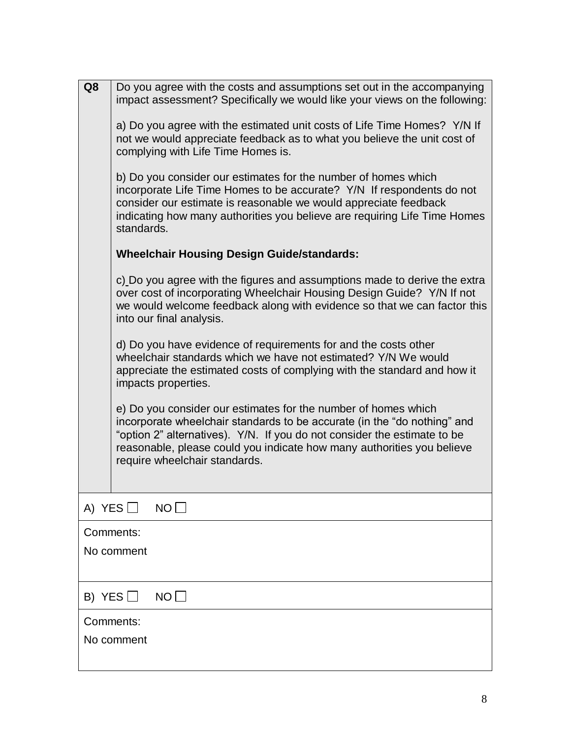| **Q8** | Do you agree with the costs and assumptions set out in the accompanying impact assessment? Specifically we would like your views on the following:<br><br>a) Do you agree with the estimated unit costs of Life Time Homes? Y/N If not we would appreciate feedback as to what you believe the unit cost of complying with Life Time Homes is.<br><br>b) Do you consider our estimates for the number of homes which incorporate Life Time Homes to be accurate? Y/N If respondents do not consider our estimate is reasonable we would appreciate feedback indicating how many authorities you believe are requiring Life Time Homes standards.<br><br>**Wheelchair Housing Design Guide/standards:**<br><br>c) Do you agree with the figures and assumptions made to derive the extra over cost of incorporating Wheelchair Housing Design Guide? Y/N If not we would welcome feedback along with evidence so that we can factor this into our final analysis.<br><br>d) Do you have evidence of requirements for and the costs other wheelchair standards which we have not estimated? Y/N We would appreciate the estimated costs of complying with the standard and how it impacts properties.<br><br>e) Do you consider our estimates for the number of homes which incorporate wheelchair standards to be accurate (in the "do nothing" and "option 2" alternatives). Y/N. If you do not consider the estimate to be reasonable, please could you indicate how many authorities you believe require wheelchair standards. |
|---|---|
| A) YES ☐ NO ☐ | |
| Comments:<br>No comment | |
| B) YES ☐ NO ☐ | |
| Comments:<br>No comment | |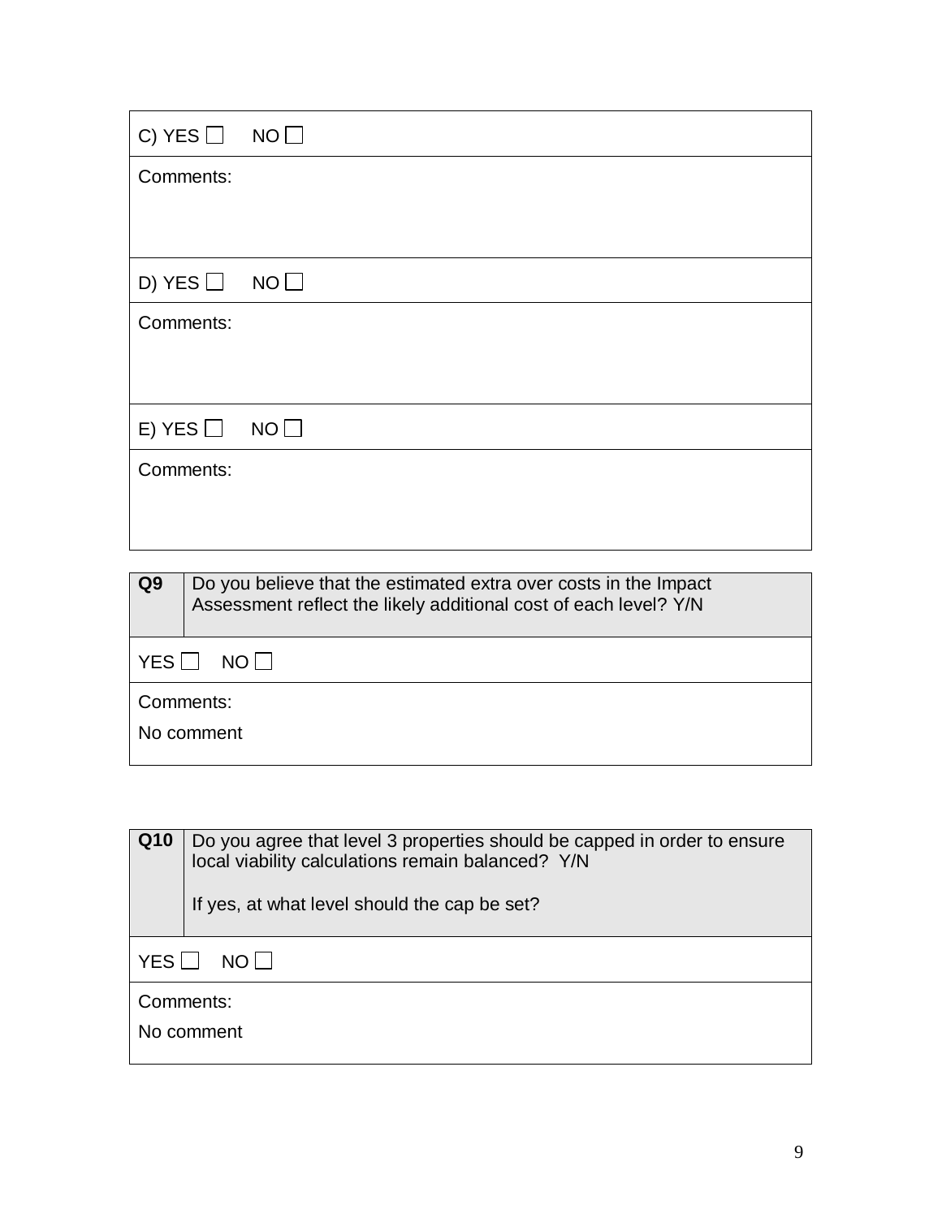| C) YES ☐ NO ☐ |
|---|
| Comments: |

| D) YES ☐ NO ☐ |
|---|
| Comments: |

| E) YES ☐ NO ☐ |
|---|
| Comments: |

| **Q9** | Do you believe that the estimated extra over costs in the Impact Assessment reflect the likely additional cost of each level? Y/N |
|---|---|
| YES ☐ NO ☐ | |
| Comments:<br>No comment | |

| **Q10** | Do you agree that level 3 properties should be capped in order to ensure local viability calculations remain balanced? Y/N<br><br>If yes, at what level should the cap be set? |
|---|---|
| YES ☐ NO ☐ | |
| Comments:<br>No comment | |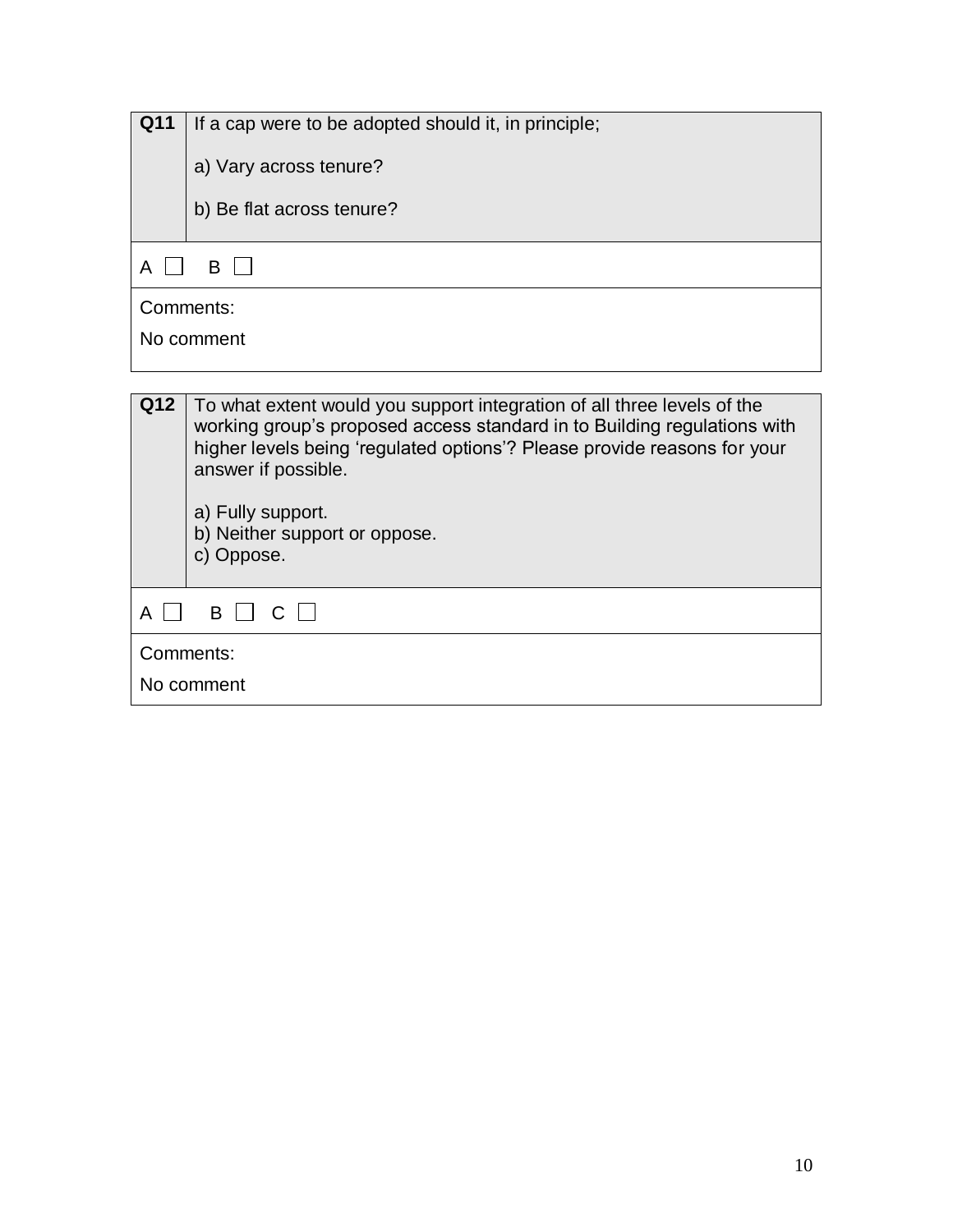| Q11 | If a cap were to be adopted should it, in principle;<br><br>a) Vary across tenure?<br><br>b) Be flat across tenure? |
|---|---|
| A ☐ B ☐ | |
| Comments:<br>No comment | |

| Q12 | To what extent would you support integration of all three levels of the working group's proposed access standard in to Building regulations with higher levels being 'regulated options'? Please provide reasons for your answer if possible.<br><br>a) Fully support.<br>b) Neither support or oppose.<br>c) Oppose. |
|---|---|
| A ☐ B ☐ C ☐ | |
| Comments:<br>No comment | |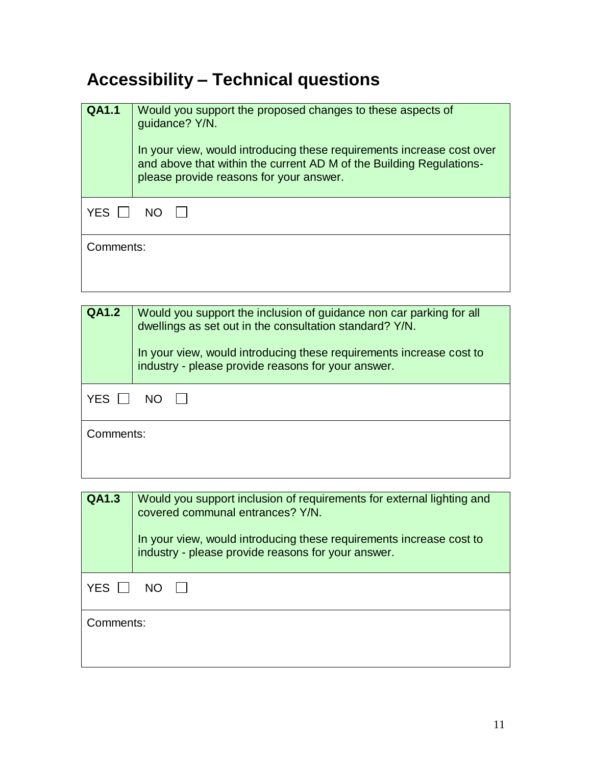# Accessibility – Technical questions

| **QA1.1** | Would you support the proposed changes to these aspects of guidance? Y/N.<br><br>In your view, would introducing these requirements increase cost over and above that within the current AD M of the Building Regulations- please provide reasons for your answer. |
|---|---|
| YES ☐ NO ☐ | |
| Comments: | |

| **QA1.2** | Would you support the inclusion of guidance non car parking for all dwellings as set out in the consultation standard? Y/N.<br><br>In your view, would introducing these requirements increase cost to industry - please provide reasons for your answer. |
|---|---|
| YES ☐ NO ☐ | |
| Comments: | |

| **QA1.3** | Would you support inclusion of requirements for external lighting and covered communal entrances? Y/N.<br><br>In your view, would introducing these requirements increase cost to industry - please provide reasons for your answer. |
|---|---|
| YES ☐ NO ☐ | |
| Comments: | |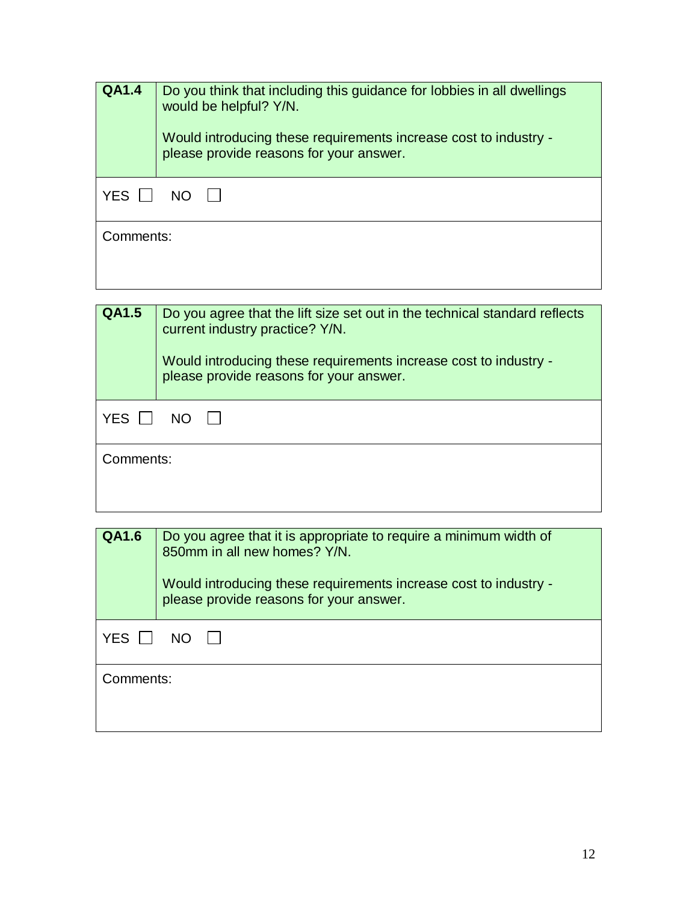| QA1.4 | Do you think that including this guidance for lobbies in all dwellings would be helpful? Y/N.<br><br>Would introducing these requirements increase cost to industry - please provide reasons for your answer. |
|---|---|
| YES ☐ NO ☐ | |
| Comments: | |

| QA1.5 | Do you agree that the lift size set out in the technical standard reflects current industry practice? Y/N.<br><br>Would introducing these requirements increase cost to industry - please provide reasons for your answer. |
|---|---|
| YES ☐ NO ☐ | |
| Comments: | |

| QA1.6 | Do you agree that it is appropriate to require a minimum width of 850mm in all new homes? Y/N.<br><br>Would introducing these requirements increase cost to industry - please provide reasons for your answer. |
|---|---|
| YES ☐ NO ☐ | |
| Comments: | |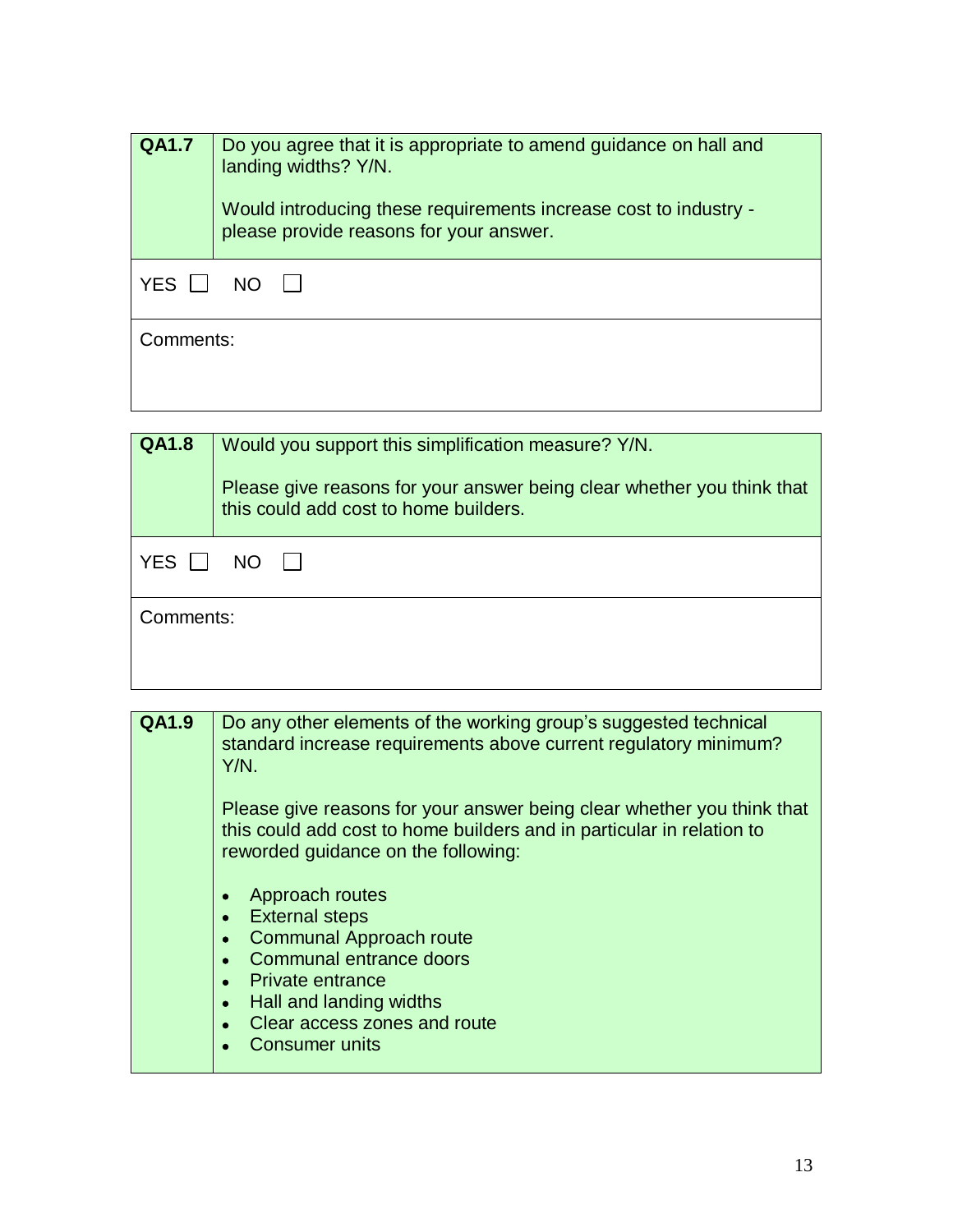| **QA1.7** | Do you agree that it is appropriate to amend guidance on hall and landing widths? Y/N.<br><br>Would introducing these requirements increase cost to industry - please provide reasons for your answer. |
|---|---|
| YES ☐ NO ☐ | |
| Comments: | |

| **QA1.8** | Would you support this simplification measure? Y/N.<br><br>Please give reasons for your answer being clear whether you think that this could add cost to home builders. |
|---|---|
| YES ☐ NO ☐ | |
| Comments: | |

| **QA1.9** | Do any other elements of the working group's suggested technical standard increase requirements above current regulatory minimum? Y/N.<br><br>Please give reasons for your answer being clear whether you think that this could add cost to home builders and in particular in relation to reworded guidance on the following:<br><br>• Approach routes<br>• External steps<br>• Communal Approach route<br>• Communal entrance doors<br>• Private entrance<br>• Hall and landing widths<br>• Clear access zones and route<br>• Consumer units |
|---|---|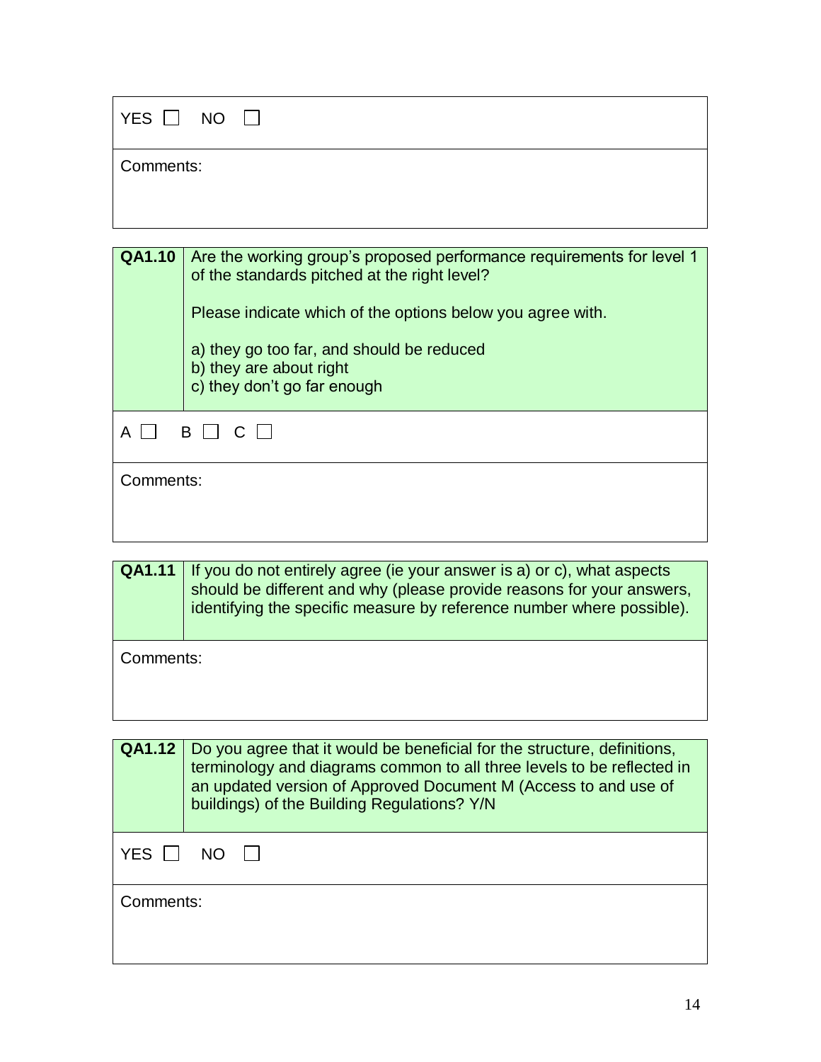| YES ☐ NO ☐ |
|---|
| Comments: |

| **QA1.10** | Are the working group's proposed performance requirements for level 1 of the standards pitched at the right level?<br><br>Please indicate which of the options below you agree with.<br><br>a) they go too far, and should be reduced<br>b) they are about right<br>c) they don't go far enough |
|---|---|
| A ☐ B ☐ C ☐ | |
| Comments: | |

| **QA1.11** | If you do not entirely agree (ie your answer is a) or c), what aspects should be different and why (please provide reasons for your answers, identifying the specific measure by reference number where possible). |
|---|---|
| Comments: | |

| **QA1.12** | Do you agree that it would be beneficial for the structure, definitions, terminology and diagrams common to all three levels to be reflected in an updated version of Approved Document M (Access to and use of buildings) of the Building Regulations? Y/N |
|---|---|
| YES ☐ NO ☐ | |
| Comments: | |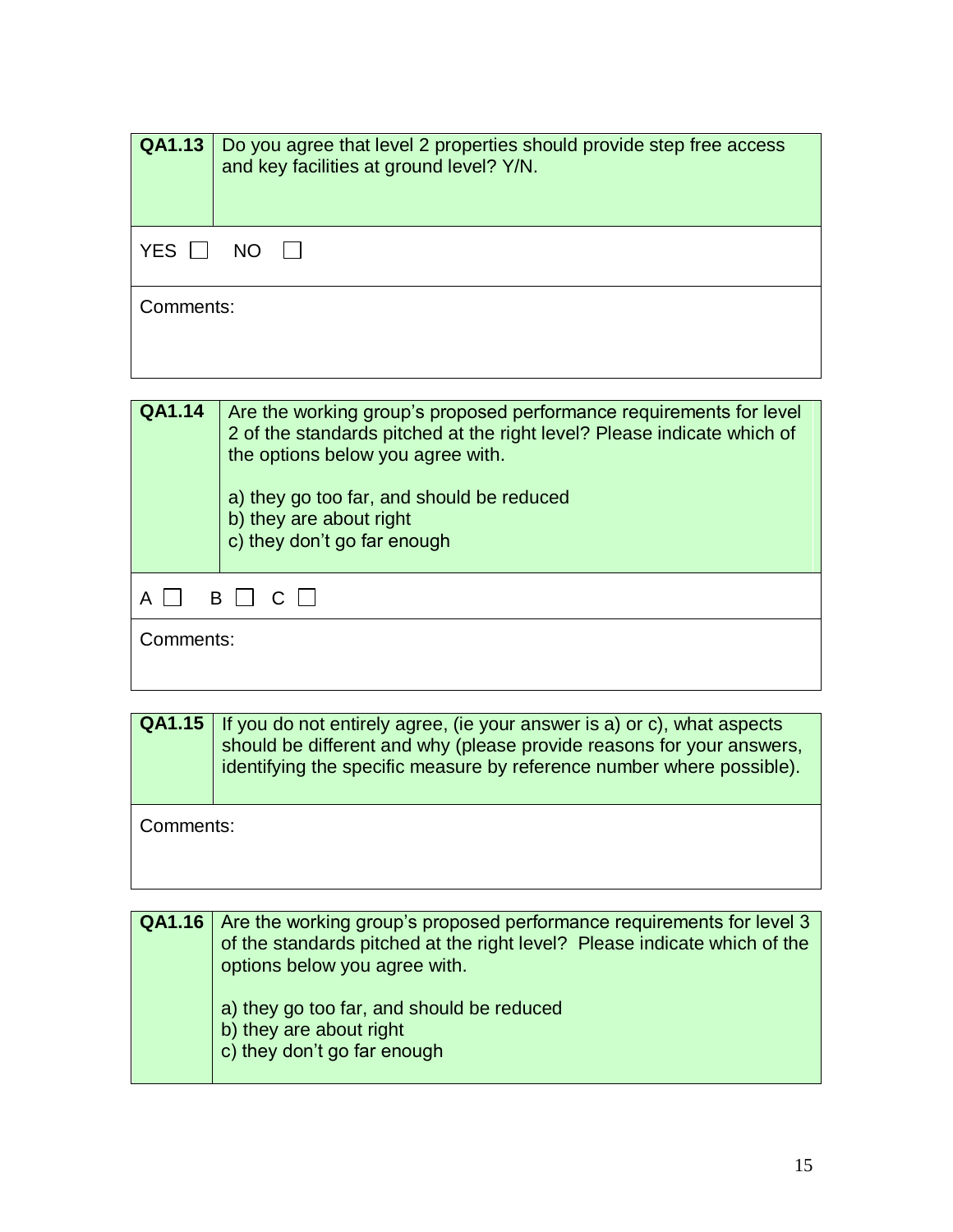| QA1.13 | Do you agree that level 2 properties should provide step free access and key facilities at ground level? Y/N. |
|---|---|
| YES ☐ NO ☐ | |
| Comments: | |

| QA1.14 | Are the working group's proposed performance requirements for level 2 of the standards pitched at the right level? Please indicate which of the options below you agree with.<br><br>a) they go too far, and should be reduced<br>b) they are about right<br>c) they don't go far enough |
|---|---|
| A ☐ B ☐ C ☐ | |
| Comments: | |

| QA1.15 | If you do not entirely agree, (ie your answer is a) or c), what aspects should be different and why (please provide reasons for your answers, identifying the specific measure by reference number where possible). |
|---|---|
| Comments: | |

| QA1.16 | Are the working group's proposed performance requirements for level 3 of the standards pitched at the right level? Please indicate which of the options below you agree with.<br><br>a) they go too far, and should be reduced<br>b) they are about right<br>c) they don't go far enough |
|---|---|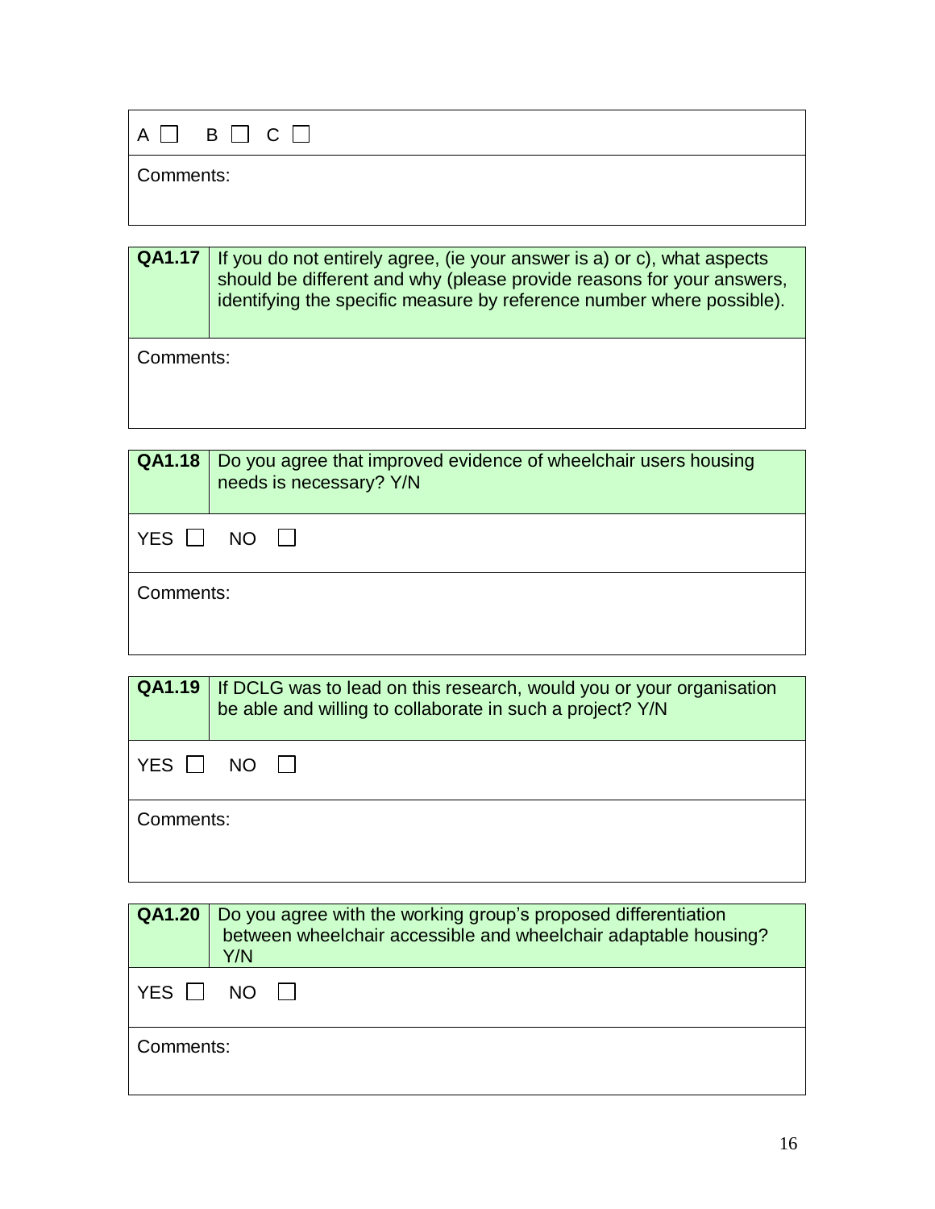| A ☐ B ☐ C ☐ |
|---|
| Comments: |

| **QA1.17** | If you do not entirely agree, (ie your answer is a) or c), what aspects should be different and why (please provide reasons for your answers, identifying the specific measure by reference number where possible). |
|---|---|
| Comments: | |

| **QA1.18** | Do you agree that improved evidence of wheelchair users housing needs is necessary? Y/N |
|---|---|
| YES ☐ NO ☐ | |
| Comments: | |

| **QA1.19** | If DCLG was to lead on this research, would you or your organisation be able and willing to collaborate in such a project? Y/N |
|---|---|
| YES ☐ NO ☐ | |
| Comments: | |

| **QA1.20** | Do you agree with the working group's proposed differentiation between wheelchair accessible and wheelchair adaptable housing? Y/N |
|---|---|
| YES ☐ NO ☐ | |
| Comments: | |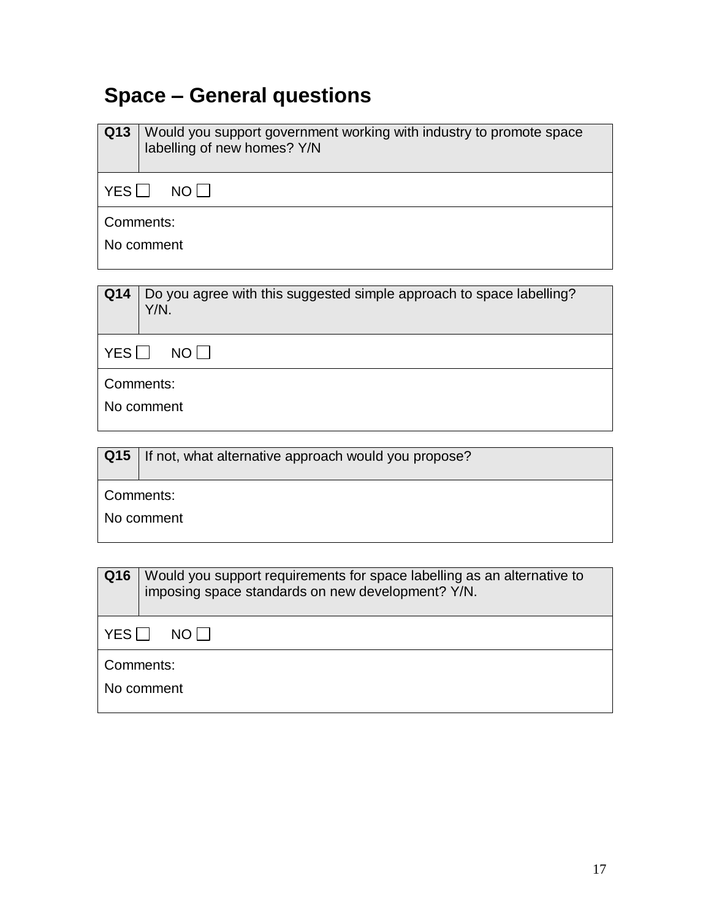## Space – General questions

| **Q13** | Would you support government working with industry to promote space labelling of new homes? Y/N |
|---|---|
| YES ☐ NO ☐ | |
| Comments:<br>No comment | |

| **Q14** | Do you agree with this suggested simple approach to space labelling? Y/N. |
|---|---|
| YES ☐ NO ☐ | |
| Comments:<br>No comment | |

| **Q15** | If not, what alternative approach would you propose? |
|---|---|
| Comments:<br>No comment | |

| **Q16** | Would you support requirements for space labelling as an alternative to imposing space standards on new development? Y/N. |
|---|---|
| YES ☐ NO ☐ | |
| Comments:<br>No comment | |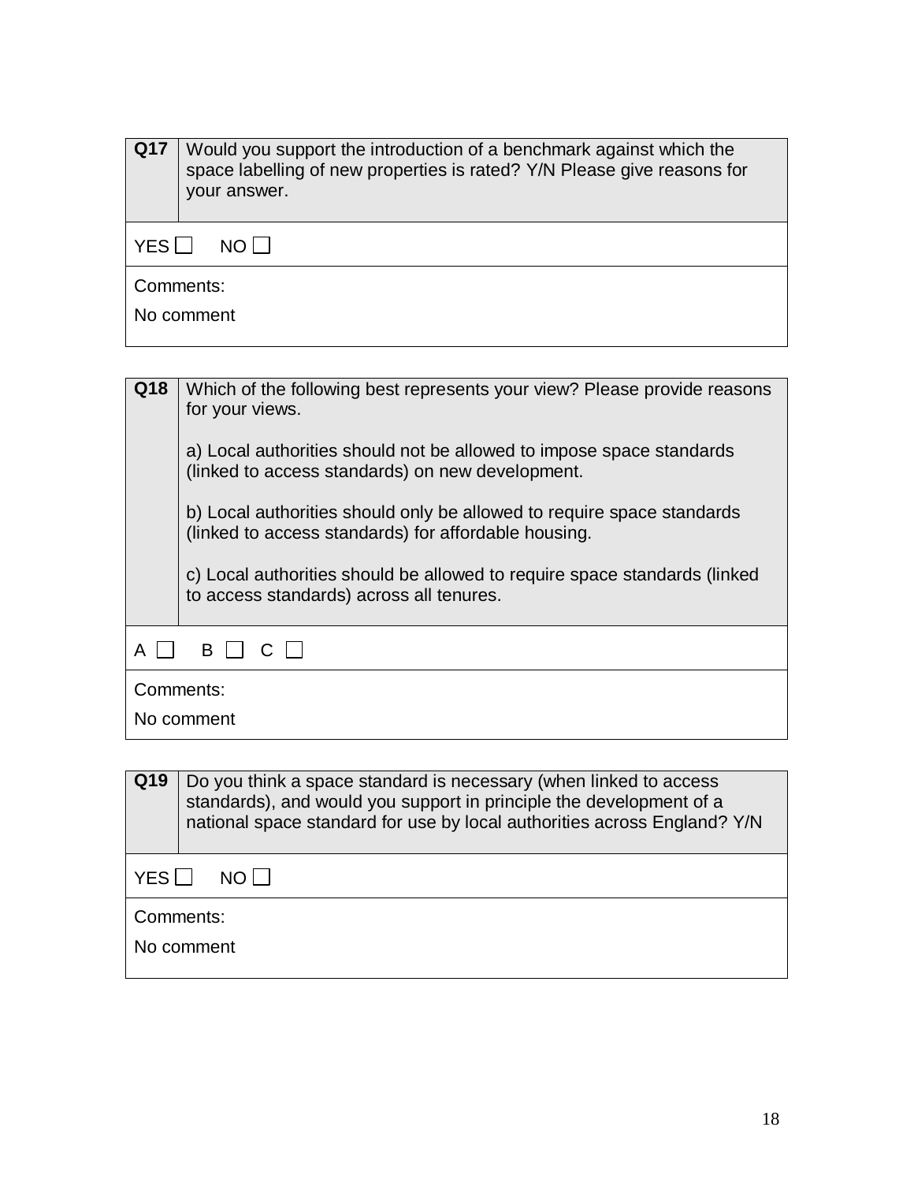| Q17 | Would you support the introduction of a benchmark against which the space labelling of new properties is rated? Y/N Please give reasons for your answer. |
|---|---|

YES ☐ NO ☐

Comments:

No comment

| Q18 | Which of the following best represents your view? Please provide reasons for your views.<br><br>a) Local authorities should not be allowed to impose space standards (linked to access standards) on new development.<br><br>b) Local authorities should only be allowed to require space standards (linked to access standards) for affordable housing.<br><br>c) Local authorities should be allowed to require space standards (linked to access standards) across all tenures. |
|---|---|

A ☐ B ☐ C ☐

Comments:

No comment

| Q19 | Do you think a space standard is necessary (when linked to access standards), and would you support in principle the development of a national space standard for use by local authorities across England? Y/N |
|---|---|

YES ☐ NO ☐

Comments:

No comment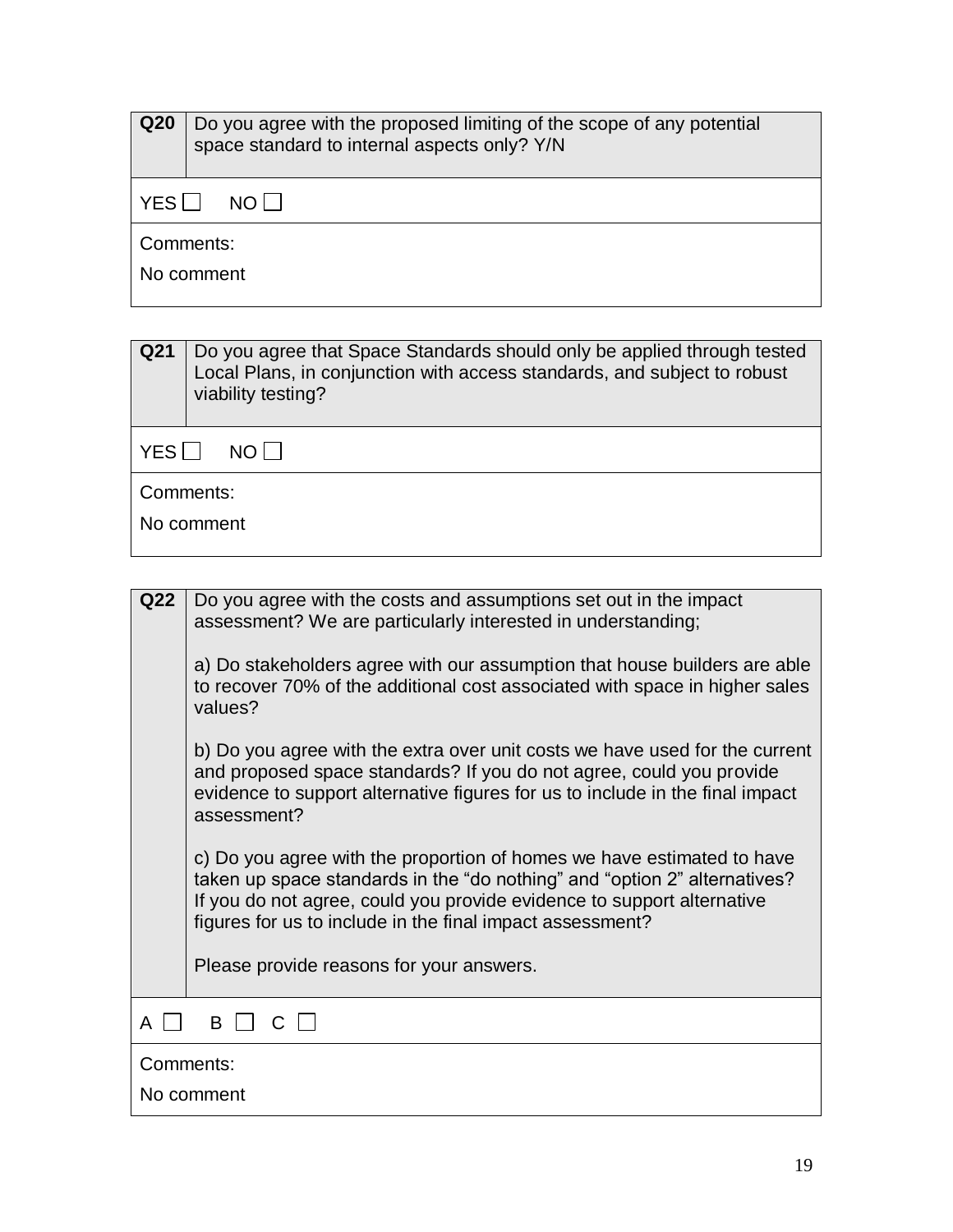| Q20 | Do you agree with the proposed limiting of the scope of any potential space standard to internal aspects only? Y/N |
|---|---|
| YES ☐ NO ☐ | |
| Comments:<br>No comment | |

| Q21 | Do you agree that Space Standards should only be applied through tested Local Plans, in conjunction with access standards, and subject to robust viability testing? |
|---|---|
| YES ☐ NO ☐ | |
| Comments:<br>No comment | |

| Q22 | Do you agree with the costs and assumptions set out in the impact assessment? We are particularly interested in understanding;<br><br>a) Do stakeholders agree with our assumption that house builders are able to recover 70% of the additional cost associated with space in higher sales values?<br><br>b) Do you agree with the extra over unit costs we have used for the current and proposed space standards? If you do not agree, could you provide evidence to support alternative figures for us to include in the final impact assessment?<br><br>c) Do you agree with the proportion of homes we have estimated to have taken up space standards in the "do nothing" and "option 2" alternatives? If you do not agree, could you provide evidence to support alternative figures for us to include in the final impact assessment?<br><br>Please provide reasons for your answers. |
|---|---|
| A ☐ B ☐ C ☐ | |
| Comments:<br>No comment | |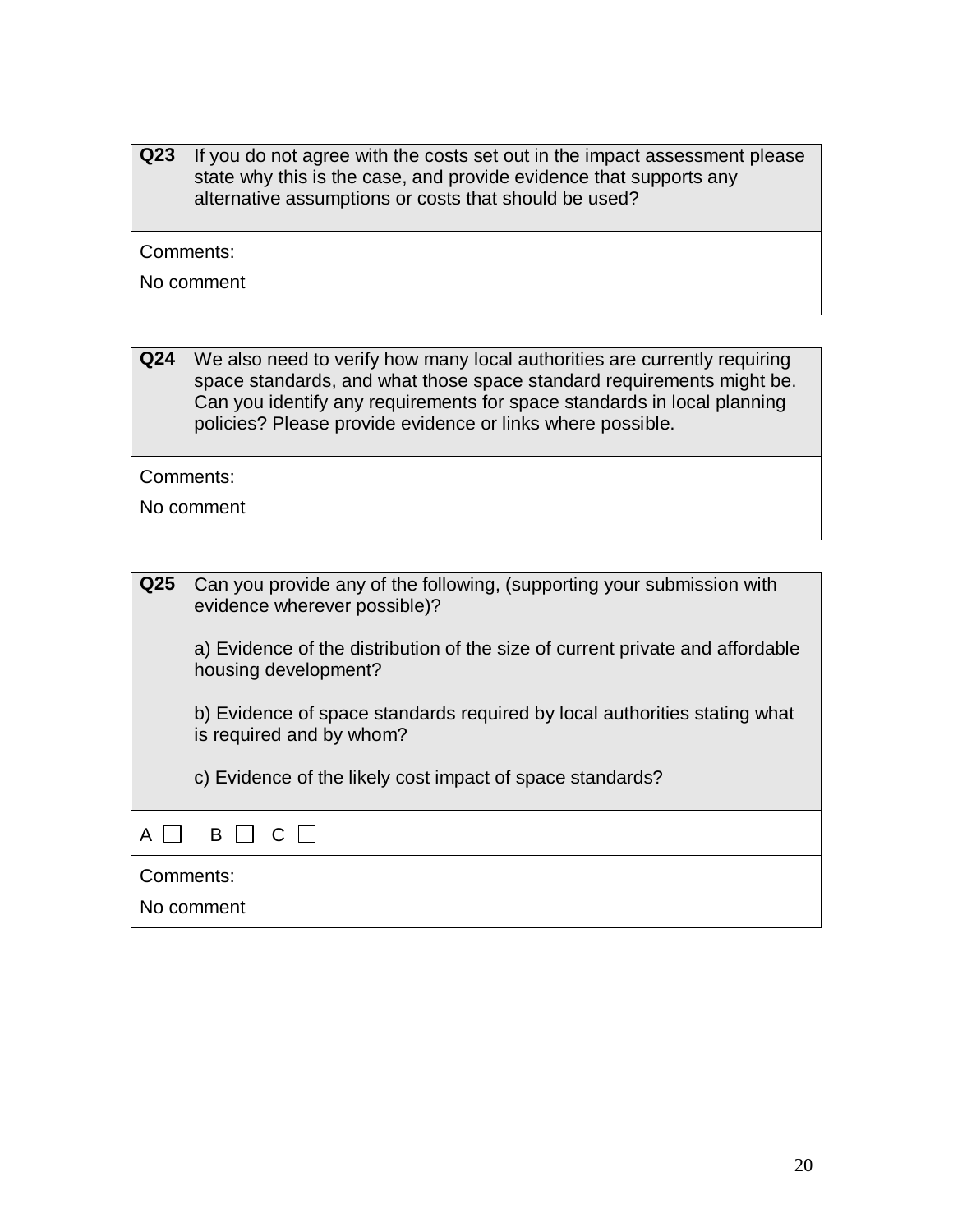| Q23 | If you do not agree with the costs set out in the impact assessment please state why this is the case, and provide evidence that supports any alternative assumptions or costs that should be used? |
|---|---|
| Comments: No comment | |

| Q24 | We also need to verify how many local authorities are currently requiring space standards, and what those space standard requirements might be. Can you identify any requirements for space standards in local planning policies? Please provide evidence or links where possible. |
|---|---|
| Comments: No comment | |

| Q25 | Can you provide any of the following, (supporting your submission with evidence wherever possible)?<br><br>a) Evidence of the distribution of the size of current private and affordable housing development?<br><br>b) Evidence of space standards required by local authorities stating what is required and by whom?<br><br>c) Evidence of the likely cost impact of space standards? |
|---|---|
| A ☐ B ☐ C ☐ | |
| Comments: No comment | |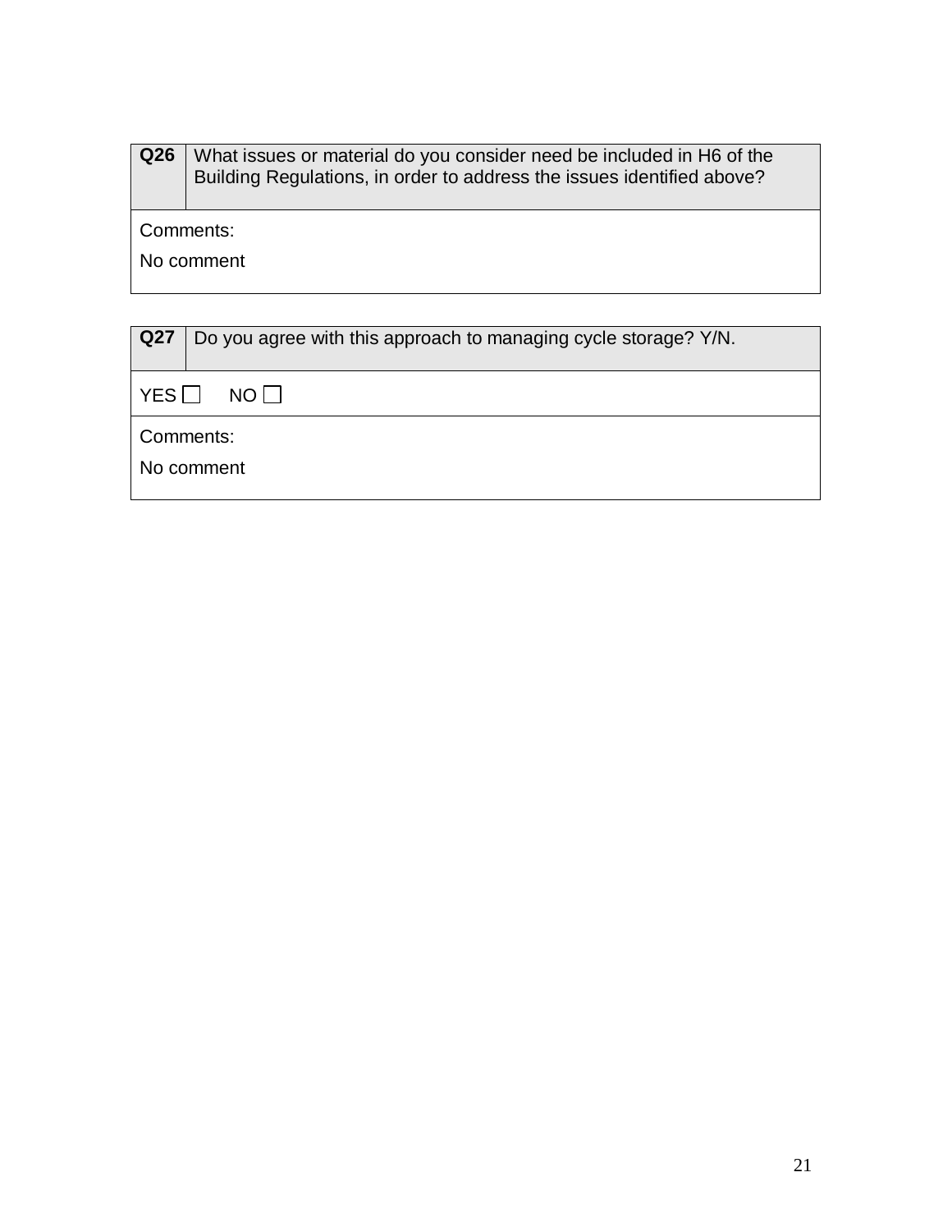| Q26 | What issues or material do you consider need be included in H6 of the Building Regulations, in order to address the issues identified above? |
| --- | --- |
| Comments:<br>No comment | |

| Q27 | Do you agree with this approach to managing cycle storage? Y/N. |
| --- | --- |
| YES ☐ NO ☐ | |
| Comments:<br>No comment | |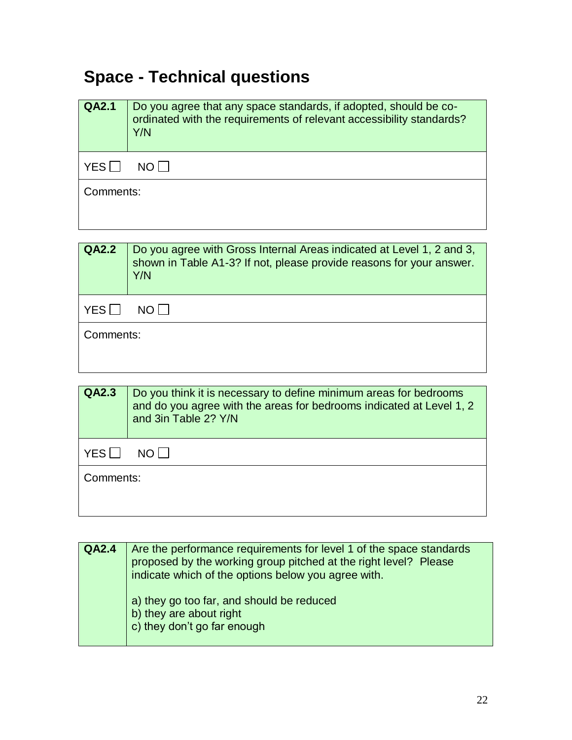# Space - Technical questions

| QA2.1 | Do you agree that any space standards, if adopted, should be co-ordinated with the requirements of relevant accessibility standards? Y/N |
|---|---|
| YES ☐ NO ☐ | |
| Comments: | |

| QA2.2 | Do you agree with Gross Internal Areas indicated at Level 1, 2 and 3, shown in Table A1-3? If not, please provide reasons for your answer. Y/N |
|---|---|
| YES ☐ NO ☐ | |
| Comments: | |

| QA2.3 | Do you think it is necessary to define minimum areas for bedrooms and do you agree with the areas for bedrooms indicated at Level 1, 2 and 3in Table 2? Y/N |
|---|---|
| YES ☐ NO ☐ | |
| Comments: | |

| QA2.4 | Are the performance requirements for level 1 of the space standards proposed by the working group pitched at the right level? Please indicate which of the options below you agree with.<br><br>a) they go too far, and should be reduced<br>b) they are about right<br>c) they don't go far enough |
|---|---|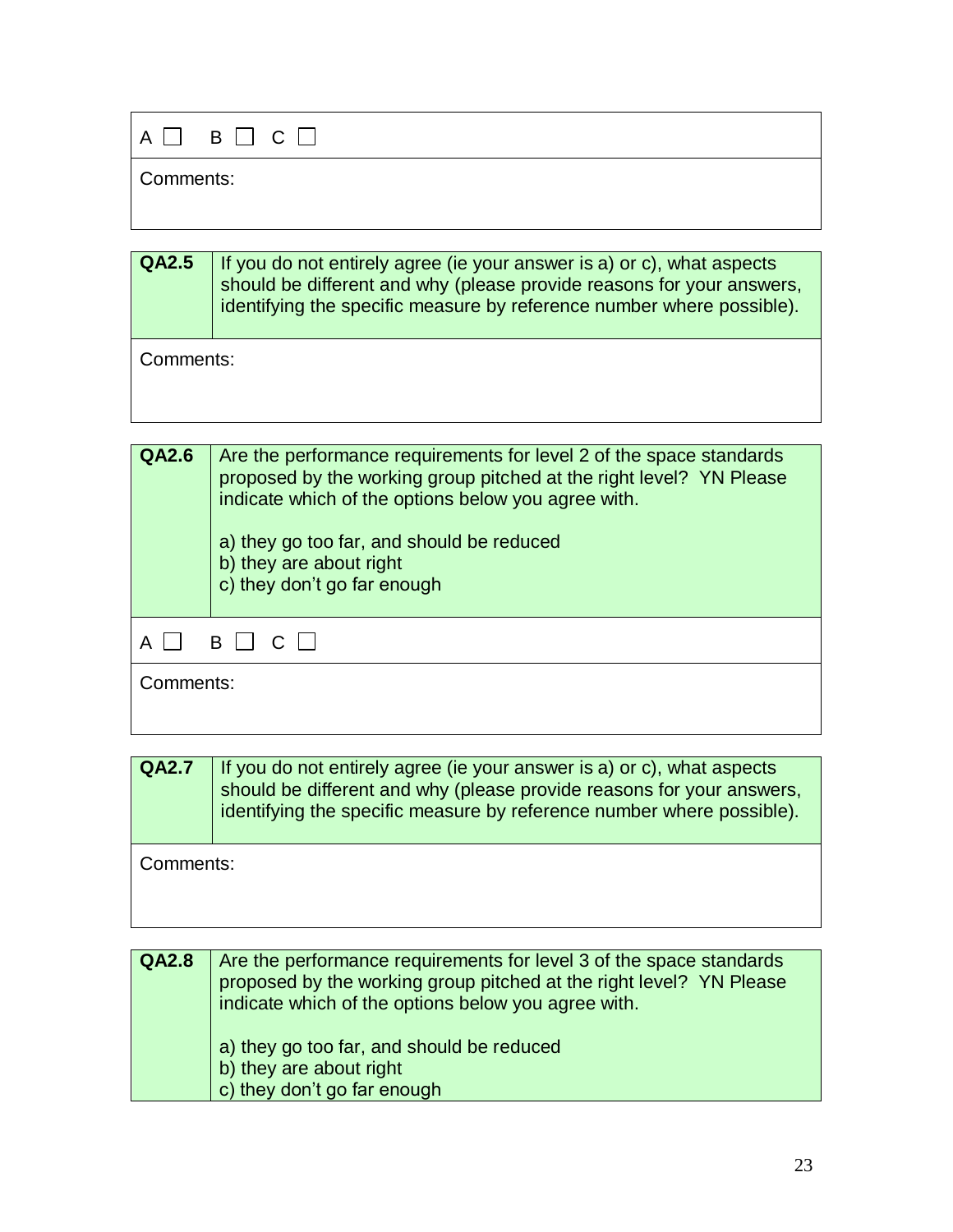| A ☐ B ☐ C ☐ |
|---|
| Comments: |

| QA2.5 | If you do not entirely agree (ie your answer is a) or c), what aspects should be different and why (please provide reasons for your answers, identifying the specific measure by reference number where possible). |
|---|---|
| Comments: | |

| QA2.6 | Are the performance requirements for level 2 of the space standards proposed by the working group pitched at the right level? YN Please indicate which of the options below you agree with.<br><br>a) they go too far, and should be reduced<br>b) they are about right<br>c) they don't go far enough |
|---|---|
| A ☐ B ☐ C ☐ | |
| Comments: | |

| QA2.7 | If you do not entirely agree (ie your answer is a) or c), what aspects should be different and why (please provide reasons for your answers, identifying the specific measure by reference number where possible). |
|---|---|
| Comments: | |

| QA2.8 | Are the performance requirements for level 3 of the space standards proposed by the working group pitched at the right level? YN Please indicate which of the options below you agree with.<br><br>a) they go too far, and should be reduced<br>b) they are about right<br>c) they don't go far enough |
|---|---|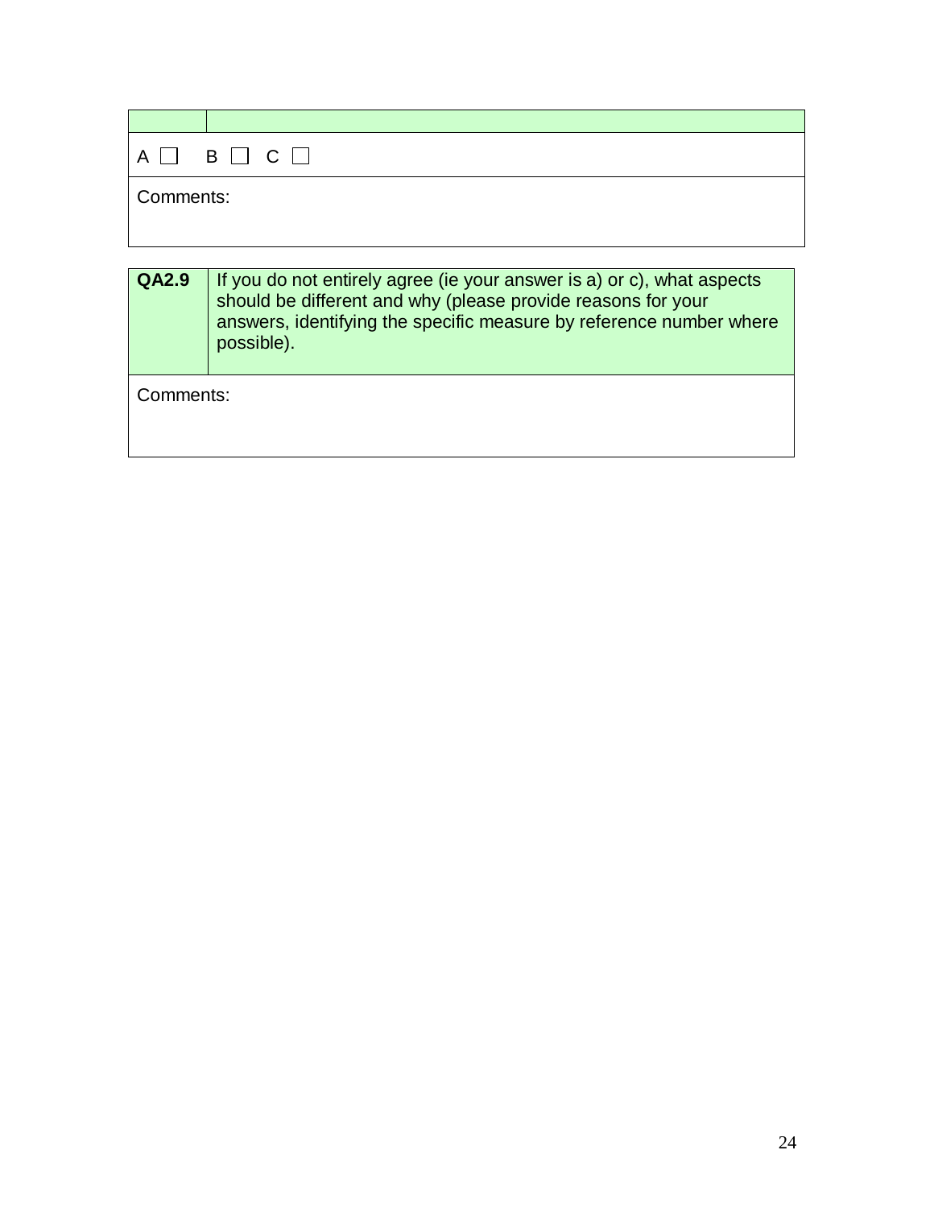| | |
|---|---|
| A ☐ B ☐ C ☐ | |
| Comments: | |

| **QA2.9** | If you do not entirely agree (ie your answer is a) or c), what aspects should be different and why (please provide reasons for your answers, identifying the specific measure by reference number where possible). |
|---|---|
| Comments: | |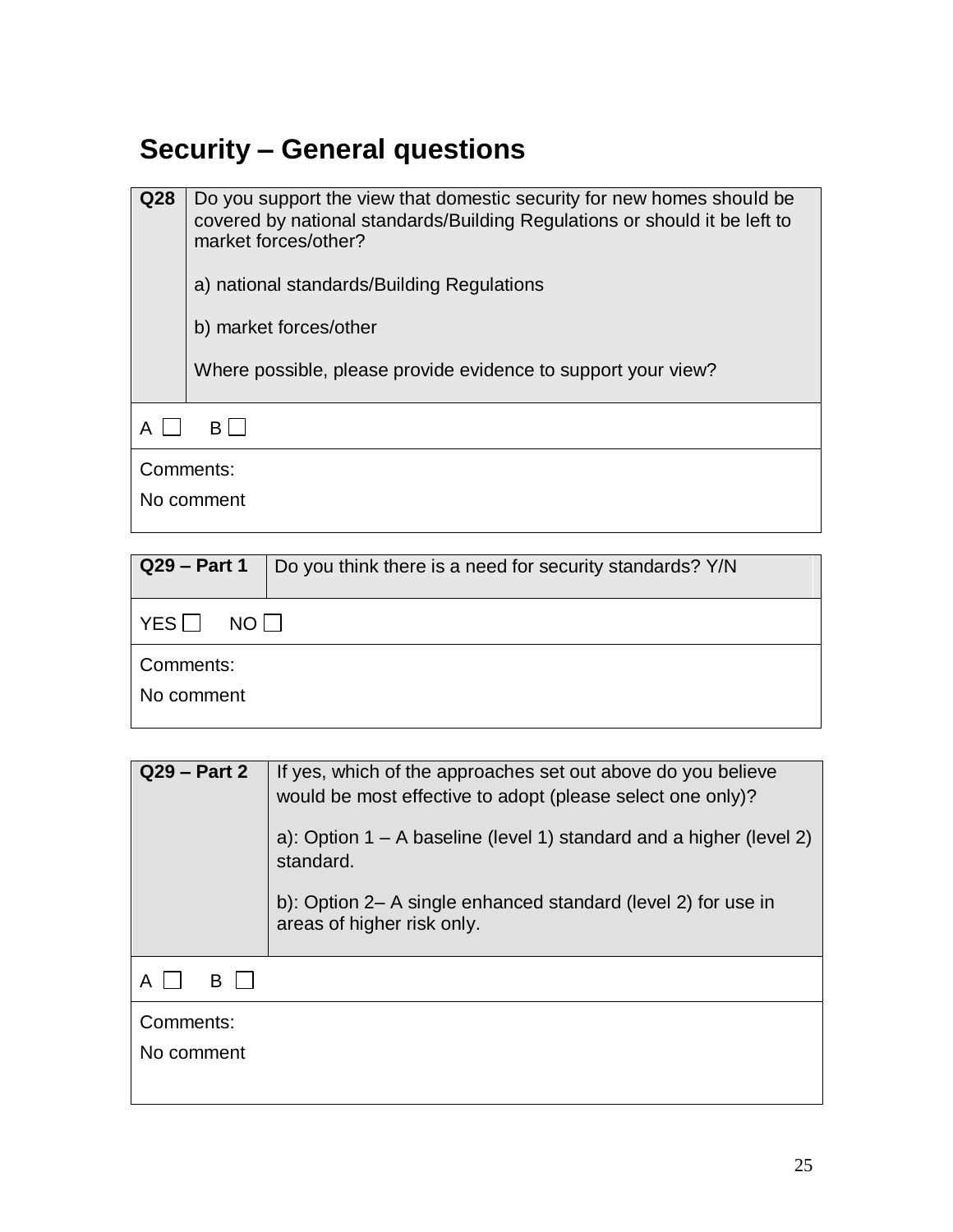## Security – General questions

| **Q28** | Do you support the view that domestic security for new homes should be covered by national standards/Building Regulations or should it be left to market forces/other?<br><br>a) national standards/Building Regulations<br><br>b) market forces/other<br><br>Where possible, please provide evidence to support your view? |
|---|---|
| A ☐ B ☐ | |
| Comments:<br>No comment | |

| **Q29 – Part 1** | Do you think there is a need for security standards? Y/N |
|---|---|
| YES ☐ NO ☐ | |
| Comments:<br>No comment | |

| **Q29 – Part 2** | If yes, which of the approaches set out above do you believe would be most effective to adopt (please select one only)?<br><br>a): Option 1 – A baseline (level 1) standard and a higher (level 2) standard.<br><br>b): Option 2– A single enhanced standard (level 2) for use in areas of higher risk only. |
|---|---|
| A ☐ B ☐ | |
| Comments:<br>No comment | |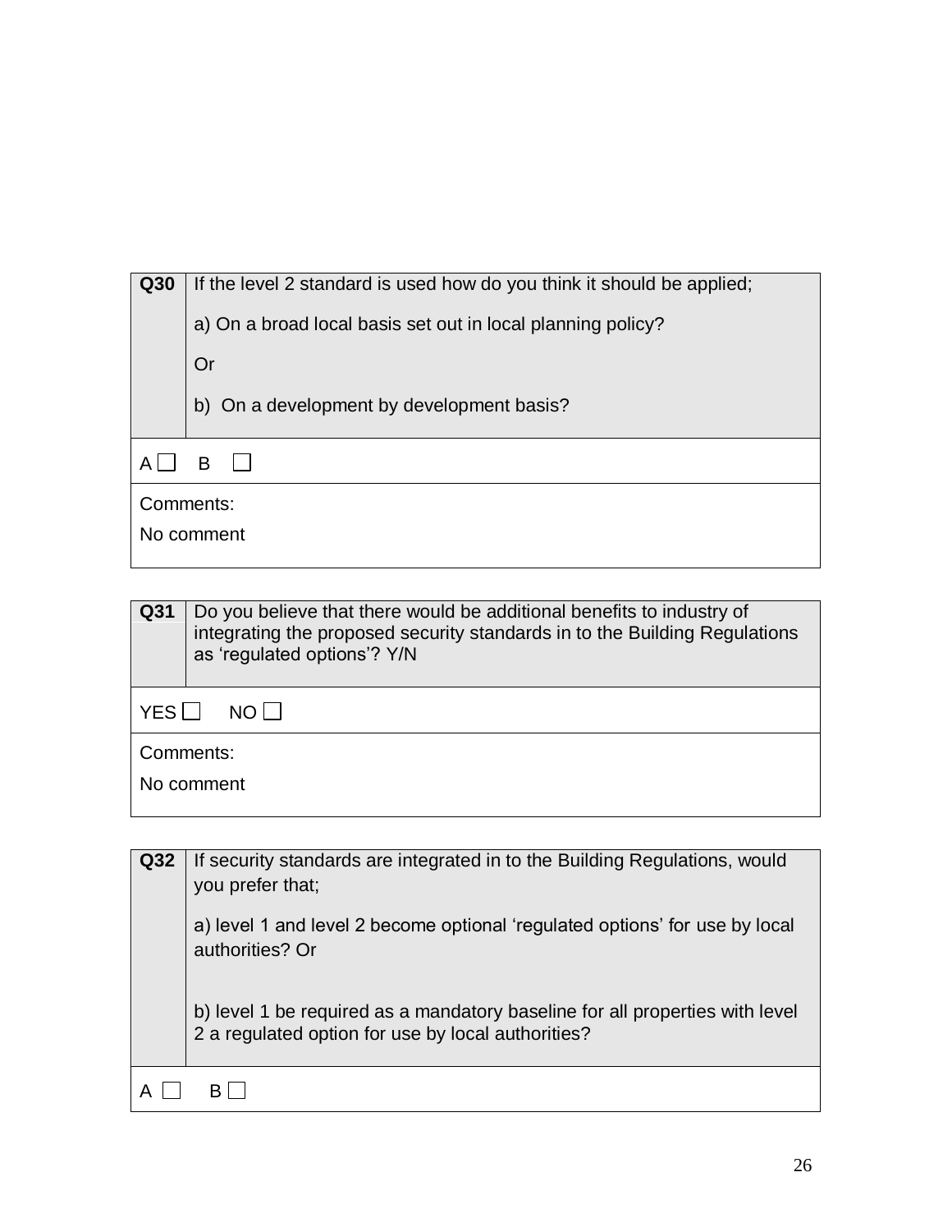| Q30 | If the level 2 standard is used how do you think it should be applied;<br><br>a) On a broad local basis set out in local planning policy?<br><br>Or<br><br>b) On a development by development basis? |
|---|---|
| A ☐ B ☐ | |
| Comments:<br>No comment | |

| Q31 | Do you believe that there would be additional benefits to industry of integrating the proposed security standards in to the Building Regulations as 'regulated options'? Y/N |
|---|---|
| YES ☐ NO ☐ | |
| Comments:<br>No comment | |

| Q32 | If security standards are integrated in to the Building Regulations, would you prefer that;<br><br>a) level 1 and level 2 become optional 'regulated options' for use by local authorities? Or<br><br>b) level 1 be required as a mandatory baseline for all properties with level 2 a regulated option for use by local authorities? |
|---|---|
| A ☐ B ☐ | |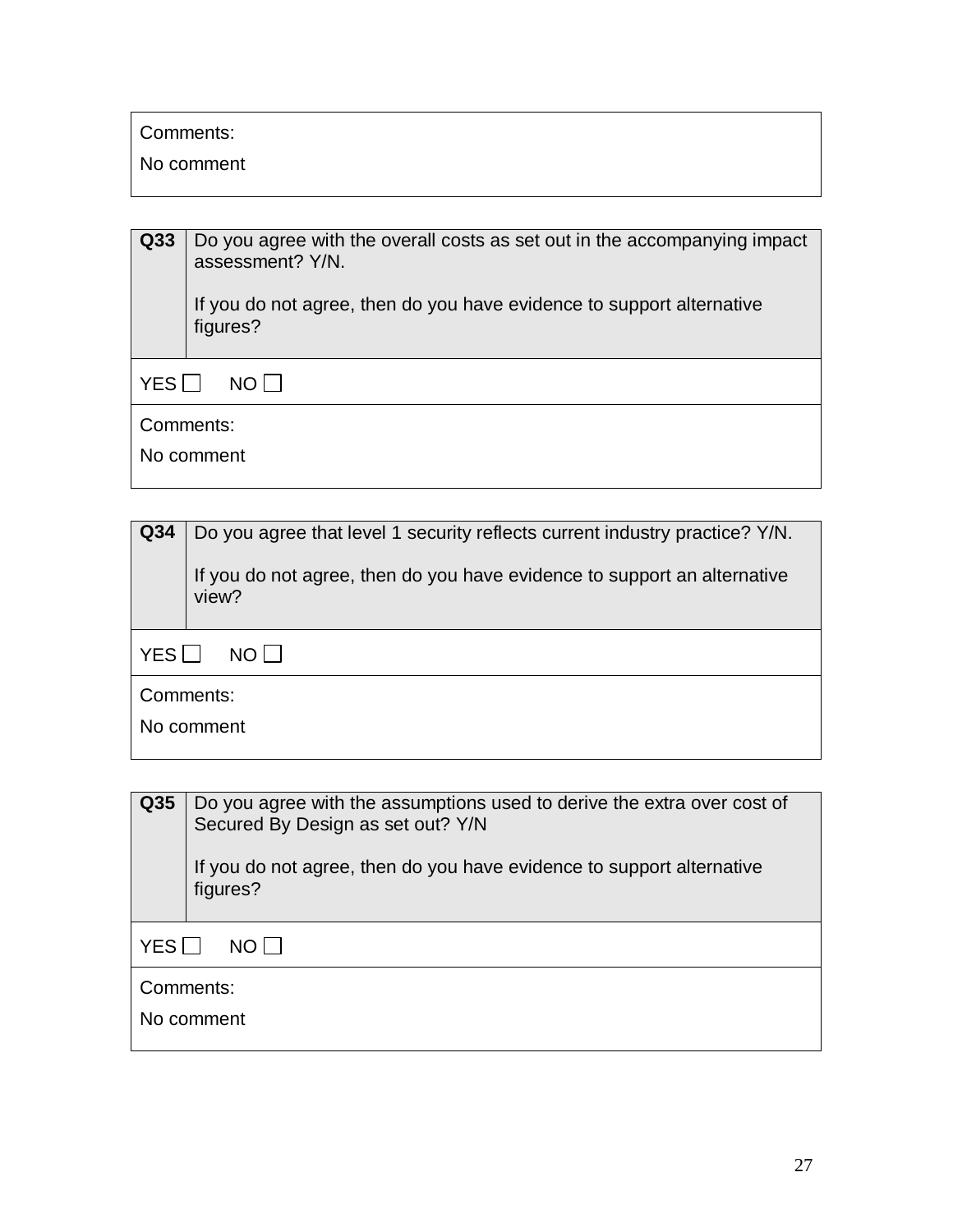| Comments: |
|---|
| No comment |

| Q33 | Do you agree with the overall costs as set out in the accompanying impact assessment? Y/N.<br><br>If you do not agree, then do you have evidence to support alternative figures? |
|---|---|
| YES ☐ NO ☐ | |
| Comments:<br>No comment | |

| Q34 | Do you agree that level 1 security reflects current industry practice? Y/N.<br><br>If you do not agree, then do you have evidence to support an alternative view? |
|---|---|
| YES ☐ NO ☐ | |
| Comments:<br>No comment | |

| Q35 | Do you agree with the assumptions used to derive the extra over cost of Secured By Design as set out? Y/N<br><br>If you do not agree, then do you have evidence to support alternative figures? |
|---|---|
| YES ☐ NO ☐ | |
| Comments:<br>No comment | |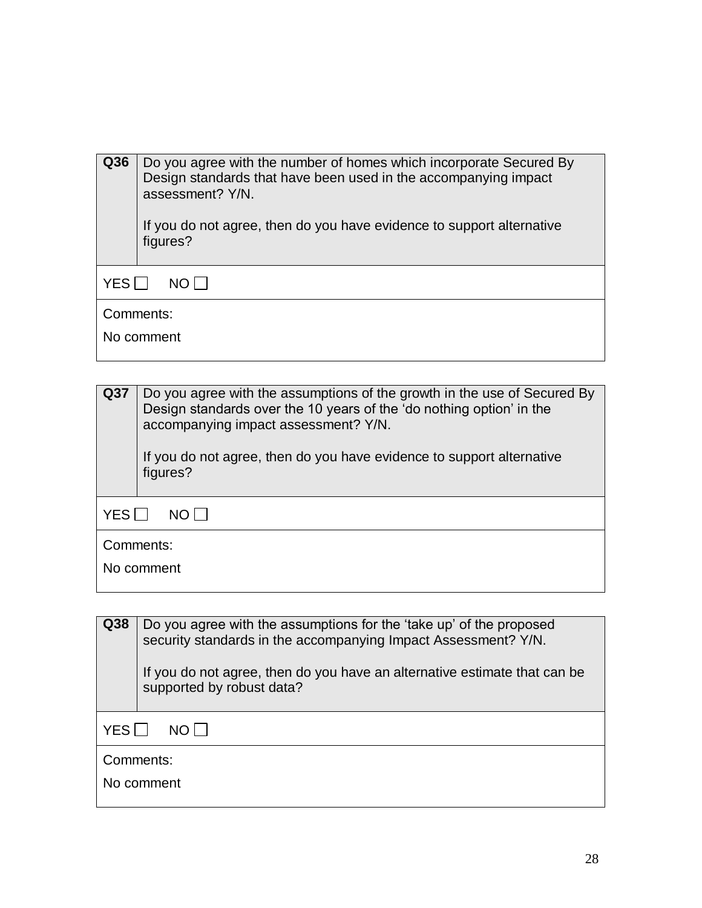| **Q36** | Do you agree with the number of homes which incorporate Secured By Design standards that have been used in the accompanying impact assessment? Y/N.<br><br>If you do not agree, then do you have evidence to support alternative figures? |
|---|---|
| YES ☐ NO ☐ | |
| Comments:<br>No comment | |

| **Q37** | Do you agree with the assumptions of the growth in the use of Secured By Design standards over the 10 years of the 'do nothing option' in the accompanying impact assessment? Y/N.<br><br>If you do not agree, then do you have evidence to support alternative figures? |
|---|---|
| YES ☐ NO ☐ | |
| Comments:<br>No comment | |

| **Q38** | Do you agree with the assumptions for the 'take up' of the proposed security standards in the accompanying Impact Assessment? Y/N.<br><br>If you do not agree, then do you have an alternative estimate that can be supported by robust data? |
|---|---|
| YES ☐ NO ☐ | |
| Comments:<br>No comment | |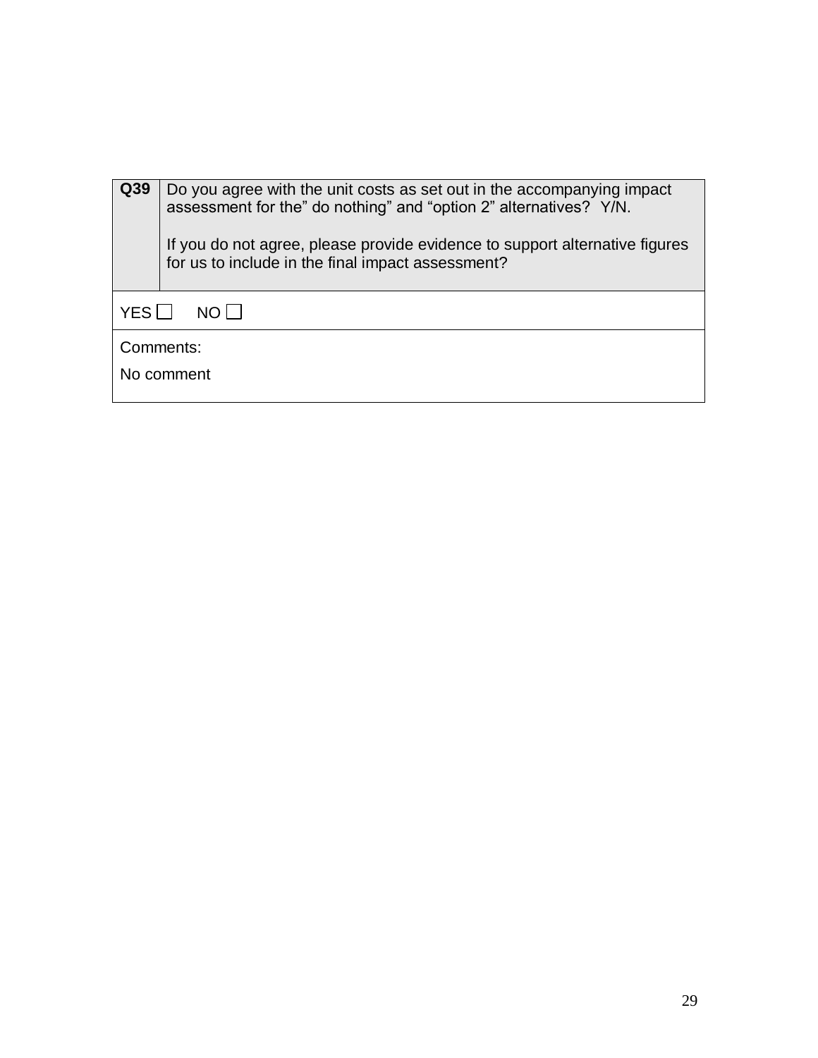| Q39 | Do you agree with the unit costs as set out in the accompanying impact assessment for the” do nothing” and “option 2” alternatives?  Y/N.<br><br>If you do not agree, please provide evidence to support alternative figures for us to include in the final impact assessment? |
|---|---|
| YES ☐   NO ☐ | |
| Comments:<br>No comment | |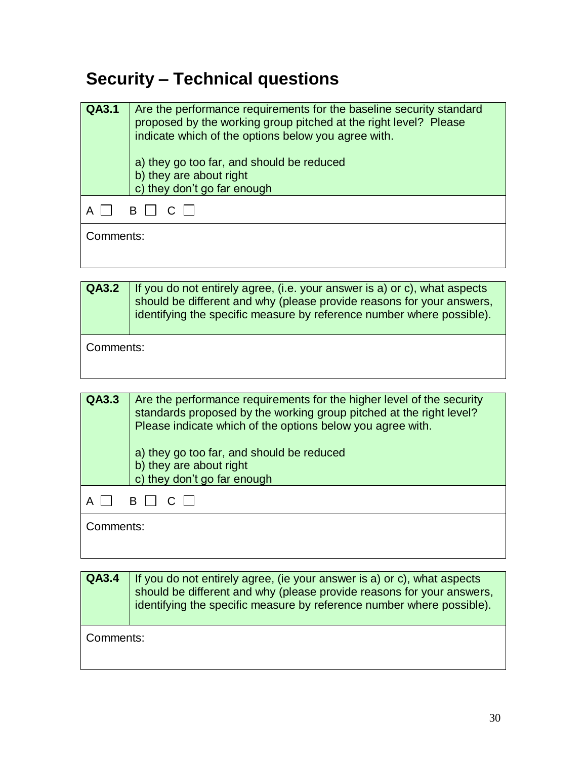# Security – Technical questions

| **QA3.1** | Are the performance requirements for the baseline security standard proposed by the working group pitched at the right level? Please indicate which of the options below you agree with.<br><br>a) they go too far, and should be reduced<br>b) they are about right<br>c) they don't go far enough |
|---|---|
| A ☐ B ☐ C ☐ | |
| Comments: | |

| **QA3.2** | If you do not entirely agree, (i.e. your answer is a) or c), what aspects should be different and why (please provide reasons for your answers, identifying the specific measure by reference number where possible). |
|---|---|
| Comments: | |

| **QA3.3** | Are the performance requirements for the higher level of the security standards proposed by the working group pitched at the right level? Please indicate which of the options below you agree with.<br><br>a) they go too far, and should be reduced<br>b) they are about right<br>c) they don't go far enough |
|---|---|
| A ☐ B ☐ C ☐ | |
| Comments: | |

| **QA3.4** | If you do not entirely agree, (ie your answer is a) or c), what aspects should be different and why (please provide reasons for your answers, identifying the specific measure by reference number where possible). |
|---|---|
| Comments: | |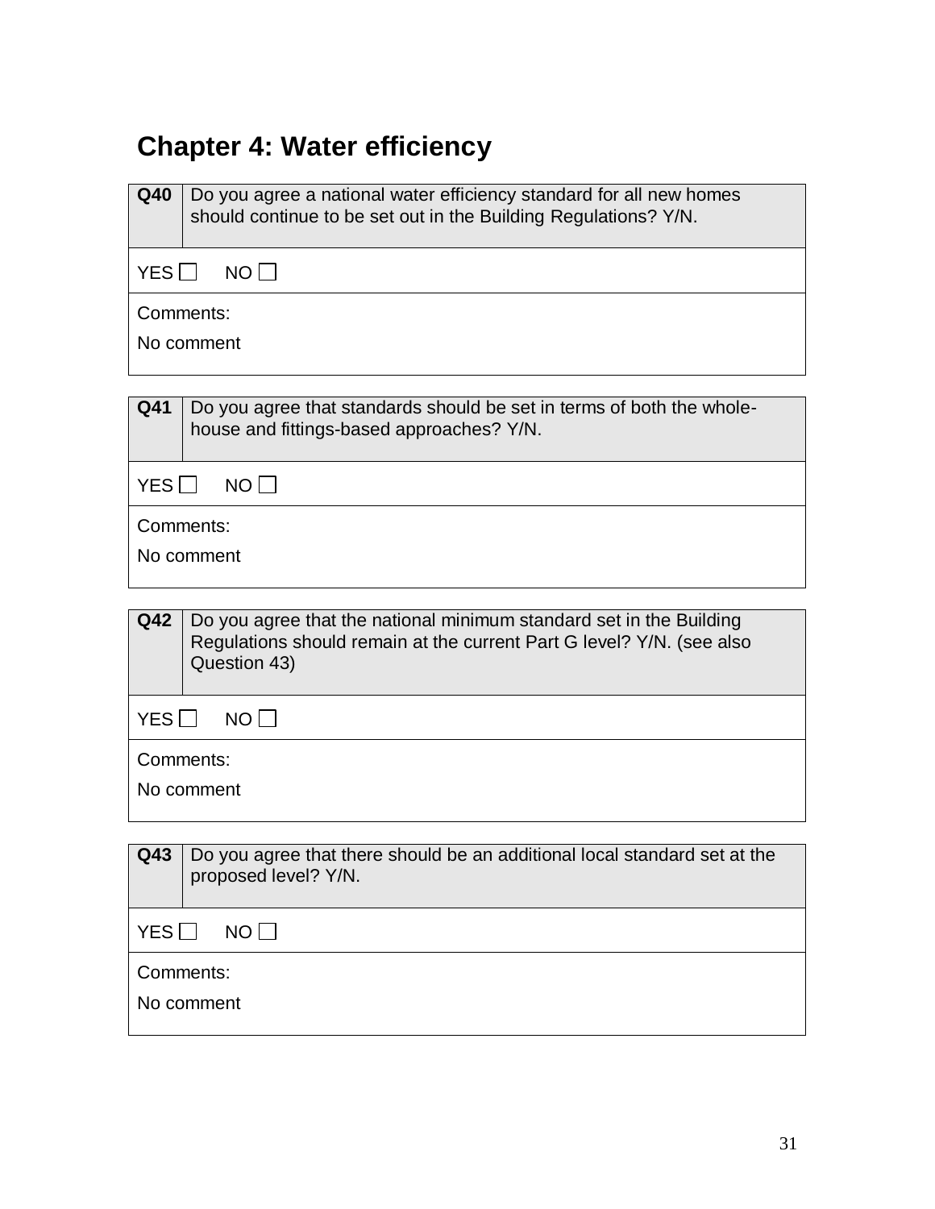# Chapter 4: Water efficiency

| Q40 | Do you agree a national water efficiency standard for all new homes should continue to be set out in the Building Regulations? Y/N. |
|---|---|
| YES ☐ NO ☐ | |
| Comments:<br>No comment | |

| Q41 | Do you agree that standards should be set in terms of both the whole-house and fittings-based approaches? Y/N. |
|---|---|
| YES ☐ NO ☐ | |
| Comments:<br>No comment | |

| Q42 | Do you agree that the national minimum standard set in the Building Regulations should remain at the current Part G level? Y/N. (see also Question 43) |
|---|---|
| YES ☐ NO ☐ | |
| Comments:<br>No comment | |

| Q43 | Do you agree that there should be an additional local standard set at the proposed level? Y/N. |
|---|---|
| YES ☐ NO ☐ | |
| Comments:<br>No comment | |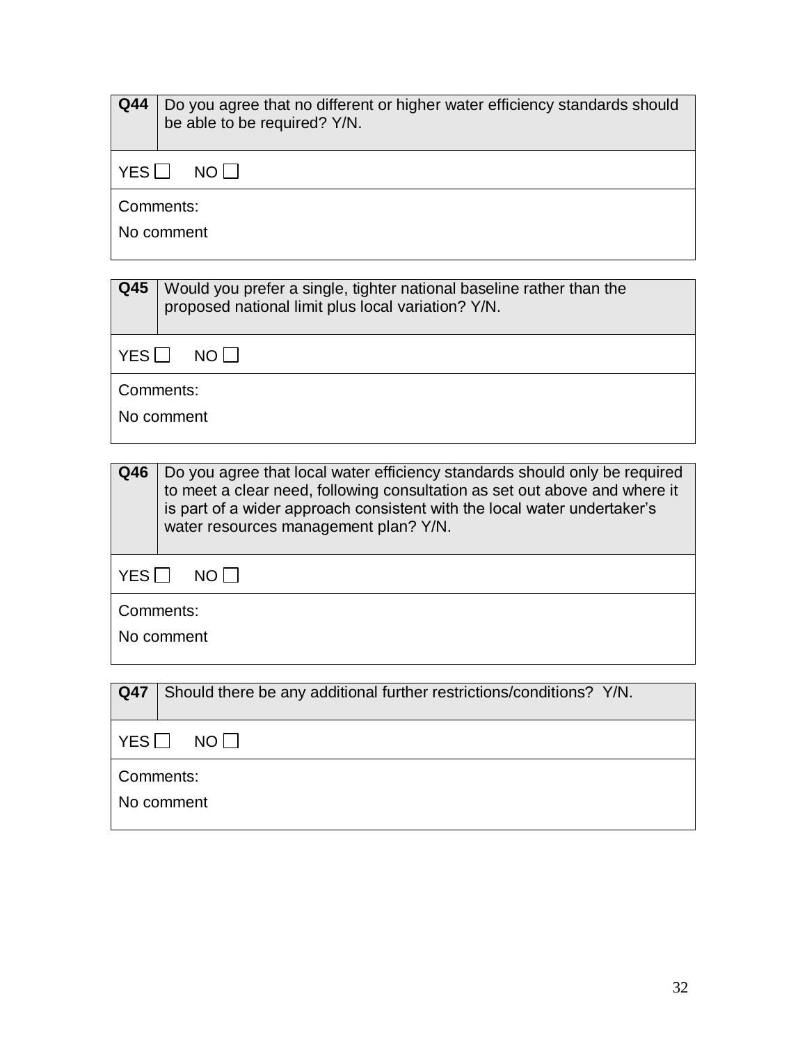| **Q44** | Do you agree that no different or higher water efficiency standards should be able to be required? Y/N. |
|---|---|
| YES ☐ NO ☐ | |
| Comments: No comment | |

| **Q45** | Would you prefer a single, tighter national baseline rather than the proposed national limit plus local variation? Y/N. |
|---|---|
| YES ☐ NO ☐ | |
| Comments: No comment | |

| **Q46** | Do you agree that local water efficiency standards should only be required to meet a clear need, following consultation as set out above and where it is part of a wider approach consistent with the local water undertaker's water resources management plan? Y/N. |
|---|---|
| YES ☐ NO ☐ | |
| Comments: No comment | |

| **Q47** | Should there be any additional further restrictions/conditions? Y/N. |
|---|---|
| YES ☐ NO ☐ | |
| Comments: No comment | |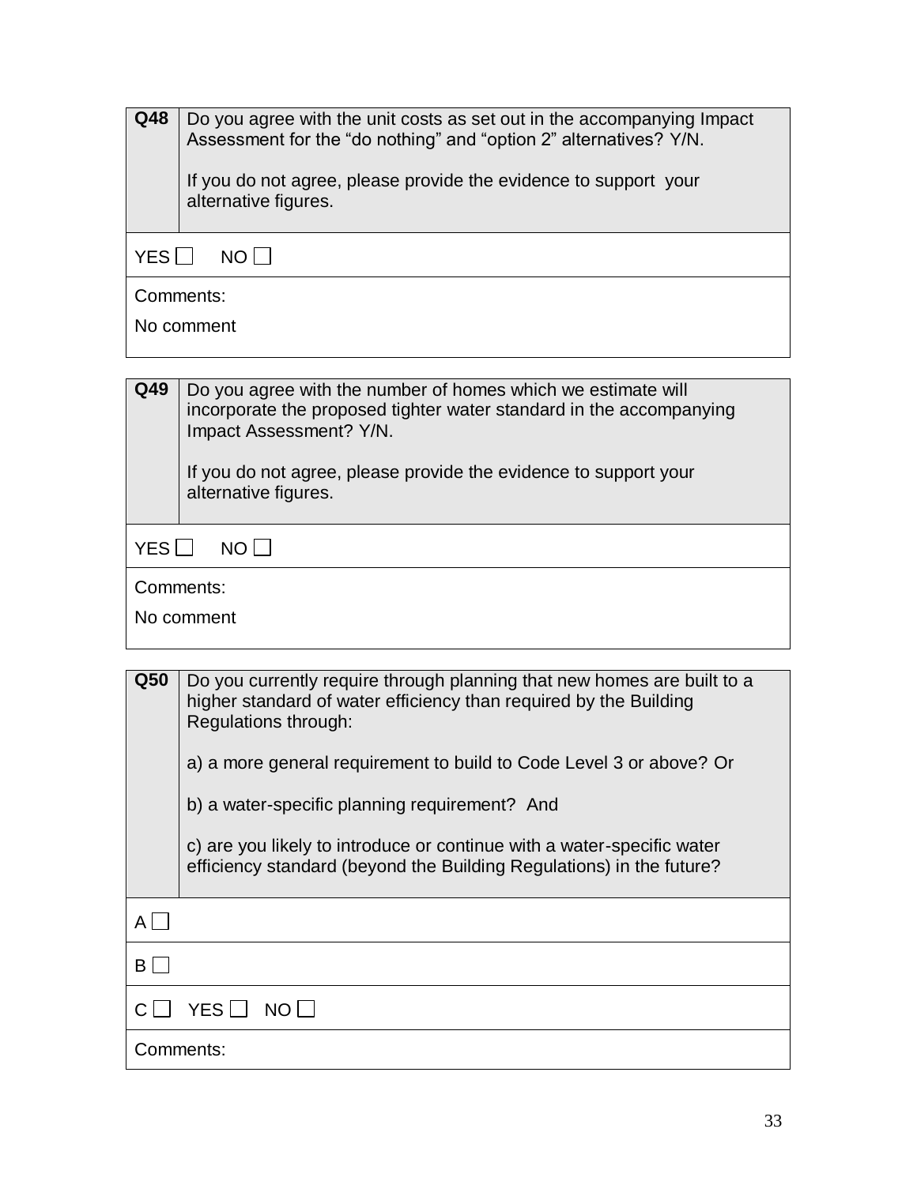| **Q48** | Do you agree with the unit costs as set out in the accompanying Impact Assessment for the "do nothing" and "option 2" alternatives? Y/N.<br><br>If you do not agree, please provide the evidence to support your alternative figures. |
|---|---|
| YES ☐ NO ☐ | |
| Comments:<br>No comment | |

| **Q49** | Do you agree with the number of homes which we estimate will incorporate the proposed tighter water standard in the accompanying Impact Assessment? Y/N.<br><br>If you do not agree, please provide the evidence to support your alternative figures. |
|---|---|
| YES ☐ NO ☐ | |
| Comments:<br>No comment | |

| **Q50** | Do you currently require through planning that new homes are built to a higher standard of water efficiency than required by the Building Regulations through:<br><br>a) a more general requirement to build to Code Level 3 or above? Or<br><br>b) a water-specific planning requirement? And<br><br>c) are you likely to introduce or continue with a water-specific water efficiency standard (beyond the Building Regulations) in the future? |
|---|---|
| A ☐ | |
| B ☐ | |
| C ☐ YES ☐ NO ☐ | |
| Comments: | |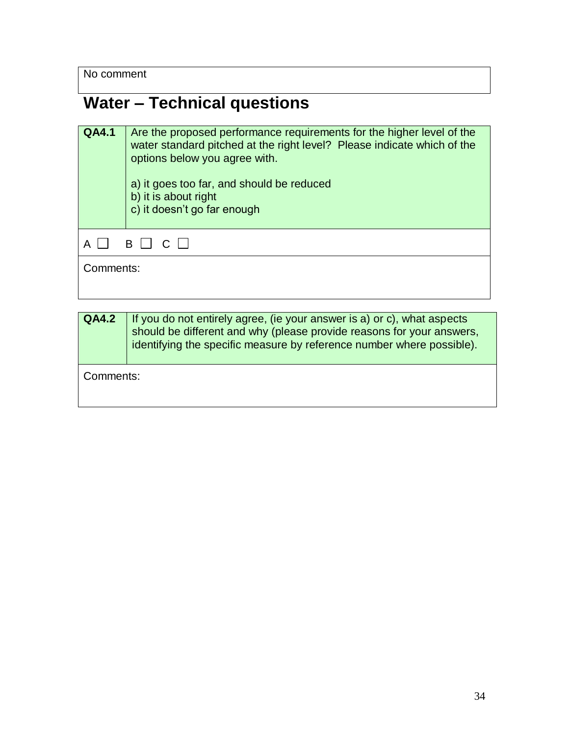| No comment |
| --- |

## Water – Technical questions

| **QA4.1** | Are the proposed performance requirements for the higher level of the water standard pitched at the right level? Please indicate which of the options below you agree with.<br><br>a) it goes too far, and should be reduced<br>b) it is about right<br>c) it doesn't go far enough |
| --- | --- |
| A ☐ B ☐ C ☐ | |
| Comments: | |

| **QA4.2** | If you do not entirely agree, (ie your answer is a) or c), what aspects should be different and why (please provide reasons for your answers, identifying the specific measure by reference number where possible). |
| --- | --- |
| Comments: | |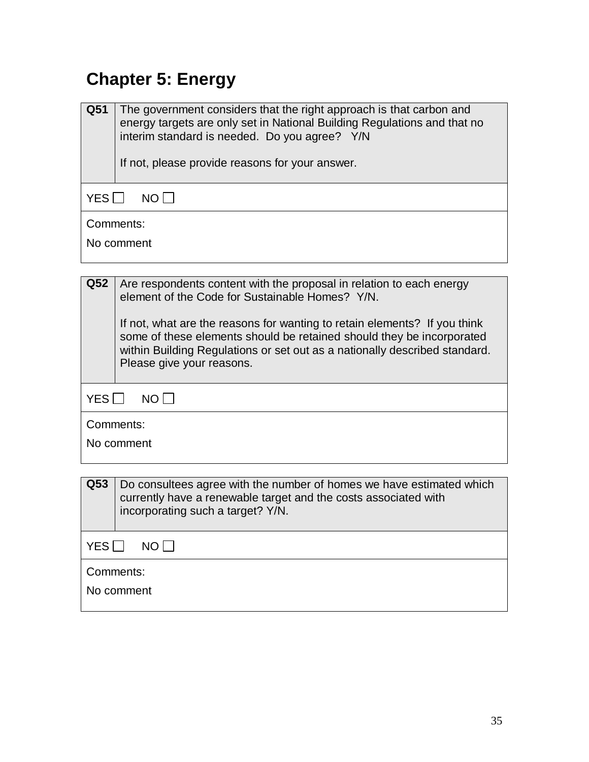# Chapter 5: Energy

| **Q51** | The government considers that the right approach is that carbon and energy targets are only set in National Building Regulations and that no interim standard is needed. Do you agree? Y/N<br><br>If not, please provide reasons for your answer. |
|---|---|
| YES ☐ NO ☐ | |
| Comments:<br>No comment | |

| **Q52** | Are respondents content with the proposal in relation to each energy element of the Code for Sustainable Homes? Y/N.<br><br>If not, what are the reasons for wanting to retain elements? If you think some of these elements should be retained should they be incorporated within Building Regulations or set out as a nationally described standard. Please give your reasons. |
|---|---|
| YES ☐ NO ☐ | |
| Comments:<br>No comment | |

| **Q53** | Do consultees agree with the number of homes we have estimated which currently have a renewable target and the costs associated with incorporating such a target? Y/N. |
|---|---|
| YES ☐ NO ☐ | |
| Comments:<br>No comment | |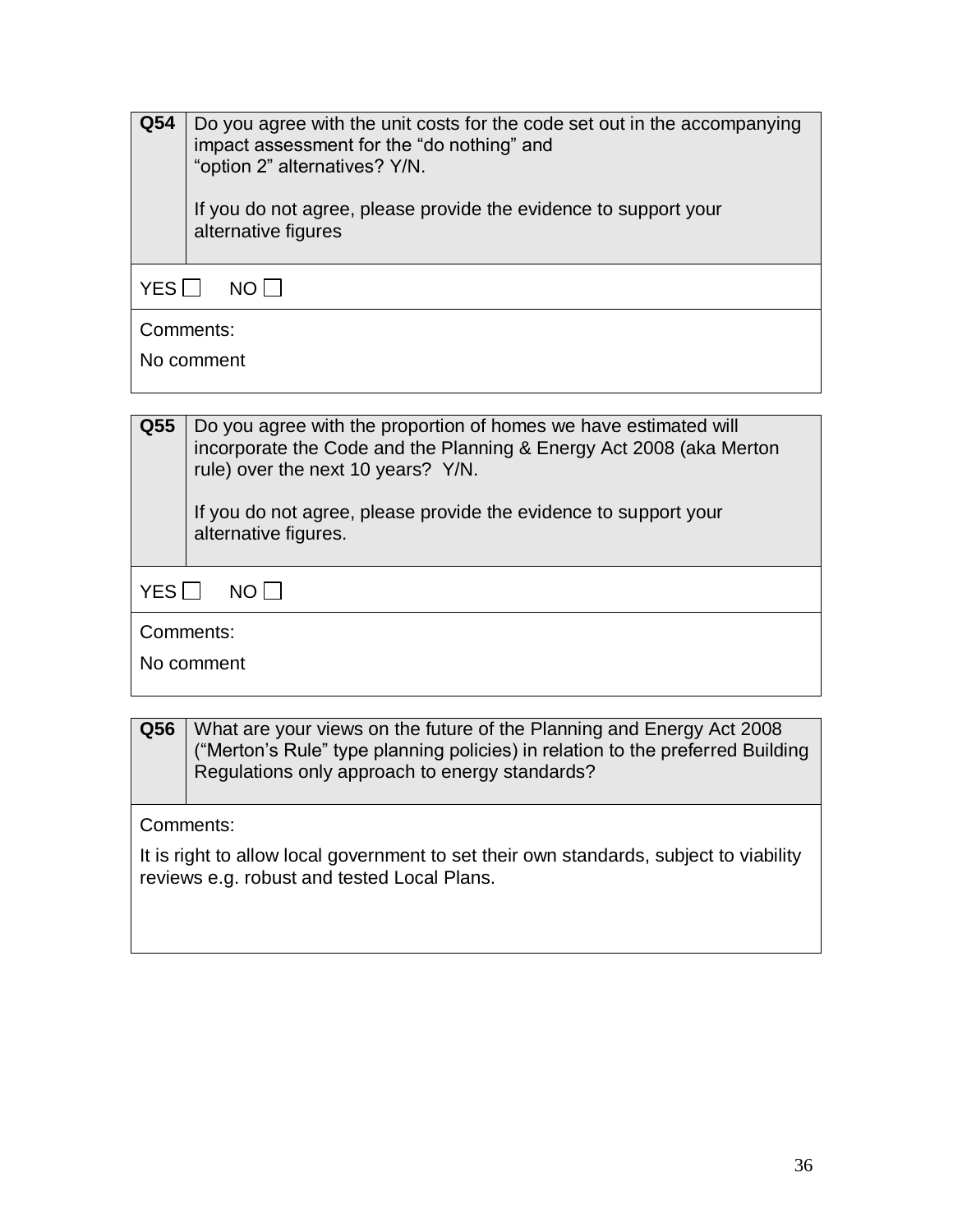| Q54 | Do you agree with the unit costs for the code set out in the accompanying impact assessment for the "do nothing" and "option 2" alternatives? Y/N.<br><br>If you do not agree, please provide the evidence to support your alternative figures |
|---|---|
| YES ☐ NO ☐ | |
| Comments:<br><br>No comment | |

| Q55 | Do you agree with the proportion of homes we have estimated will incorporate the Code and the Planning & Energy Act 2008 (aka Merton rule) over the next 10 years? Y/N.<br><br>If you do not agree, please provide the evidence to support your alternative figures. |
|---|---|
| YES ☐ NO ☐ | |
| Comments:<br><br>No comment | |

| Q56 | What are your views on the future of the Planning and Energy Act 2008 ("Merton's Rule" type planning policies) in relation to the preferred Building Regulations only approach to energy standards? |
|---|---|
| Comments:<br><br>It is right to allow local government to set their own standards, subject to viability reviews e.g. robust and tested Local Plans. | |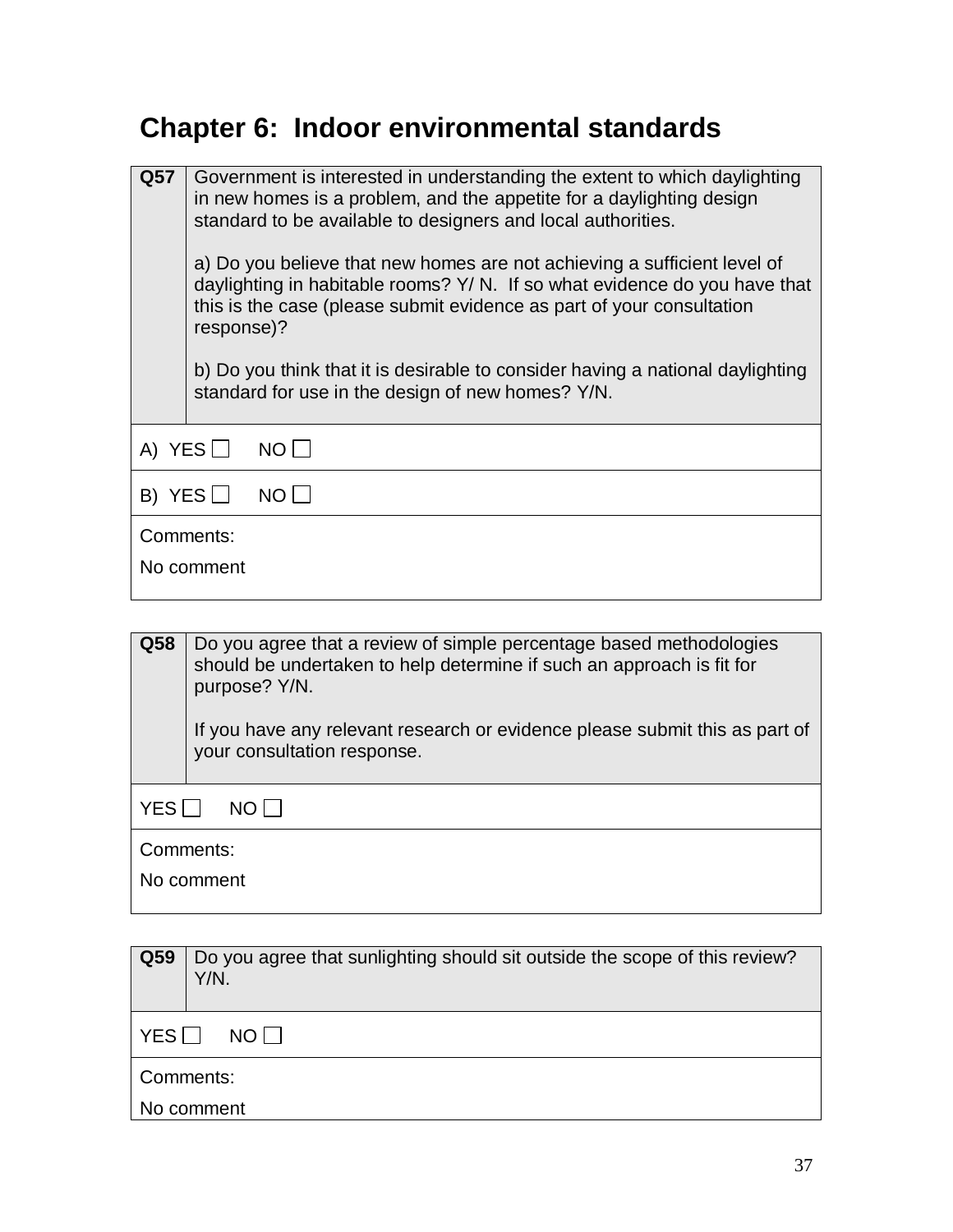# Chapter 6: Indoor environmental standards

| Q57 | Government is interested in understanding the extent to which daylighting in new homes is a problem, and the appetite for a daylighting design standard to be available to designers and local authorities.<br><br>a) Do you believe that new homes are not achieving a sufficient level of daylighting in habitable rooms? Y/ N. If so what evidence do you have that this is the case (please submit evidence as part of your consultation response)?<br><br>b) Do you think that it is desirable to consider having a national daylighting standard for use in the design of new homes? Y/N. |
|---|---|
| A) YES ☐ NO ☐ | |
| B) YES ☐ NO ☐ | |
| Comments:<br>No comment | |

| Q58 | Do you agree that a review of simple percentage based methodologies should be undertaken to help determine if such an approach is fit for purpose? Y/N.<br><br>If you have any relevant research or evidence please submit this as part of your consultation response. |
|---|---|
| YES ☐ NO ☐ | |
| Comments:<br>No comment | |

| Q59 | Do you agree that sunlighting should sit outside the scope of this review? Y/N. |
|---|---|
| YES ☐ NO ☐ | |
| Comments:<br>No comment | |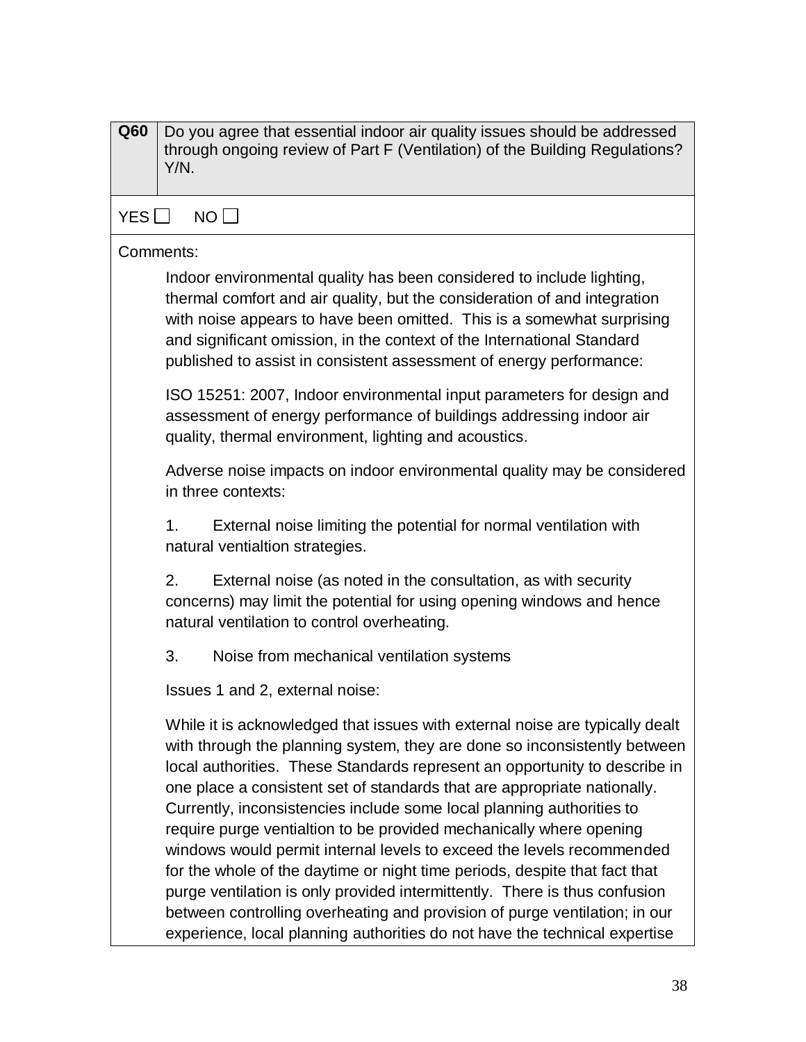| **Q60** | Do you agree that essential indoor air quality issues should be addressed through ongoing review of Part F (Ventilation) of the Building Regulations? Y/N. |
|---|---|

YES ☐ NO ☐

Comments:

Indoor environmental quality has been considered to include lighting, thermal comfort and air quality, but the consideration of and integration with noise appears to have been omitted. This is a somewhat surprising and significant omission, in the context of the International Standard published to assist in consistent assessment of energy performance:

ISO 15251: 2007, Indoor environmental input parameters for design and assessment of energy performance of buildings addressing indoor air quality, thermal environment, lighting and acoustics.

Adverse noise impacts on indoor environmental quality may be considered in three contexts:

1. External noise limiting the potential for normal ventilation with natural ventialtion strategies.

2. External noise (as noted in the consultation, as with security concerns) may limit the potential for using opening windows and hence natural ventilation to control overheating.

3. Noise from mechanical ventilation systems

Issues 1 and 2, external noise:

While it is acknowledged that issues with external noise are typically dealt with through the planning system, they are done so inconsistently between local authorities. These Standards represent an opportunity to describe in one place a consistent set of standards that are appropriate nationally. Currently, inconsistencies include some local planning authorities to require purge ventialtion to be provided mechanically where opening windows would permit internal levels to exceed the levels recommended for the whole of the daytime or night time periods, despite that fact that purge ventilation is only provided intermittently. There is thus confusion between controlling overheating and provision of purge ventilation; in our experience, local planning authorities do not have the technical expertise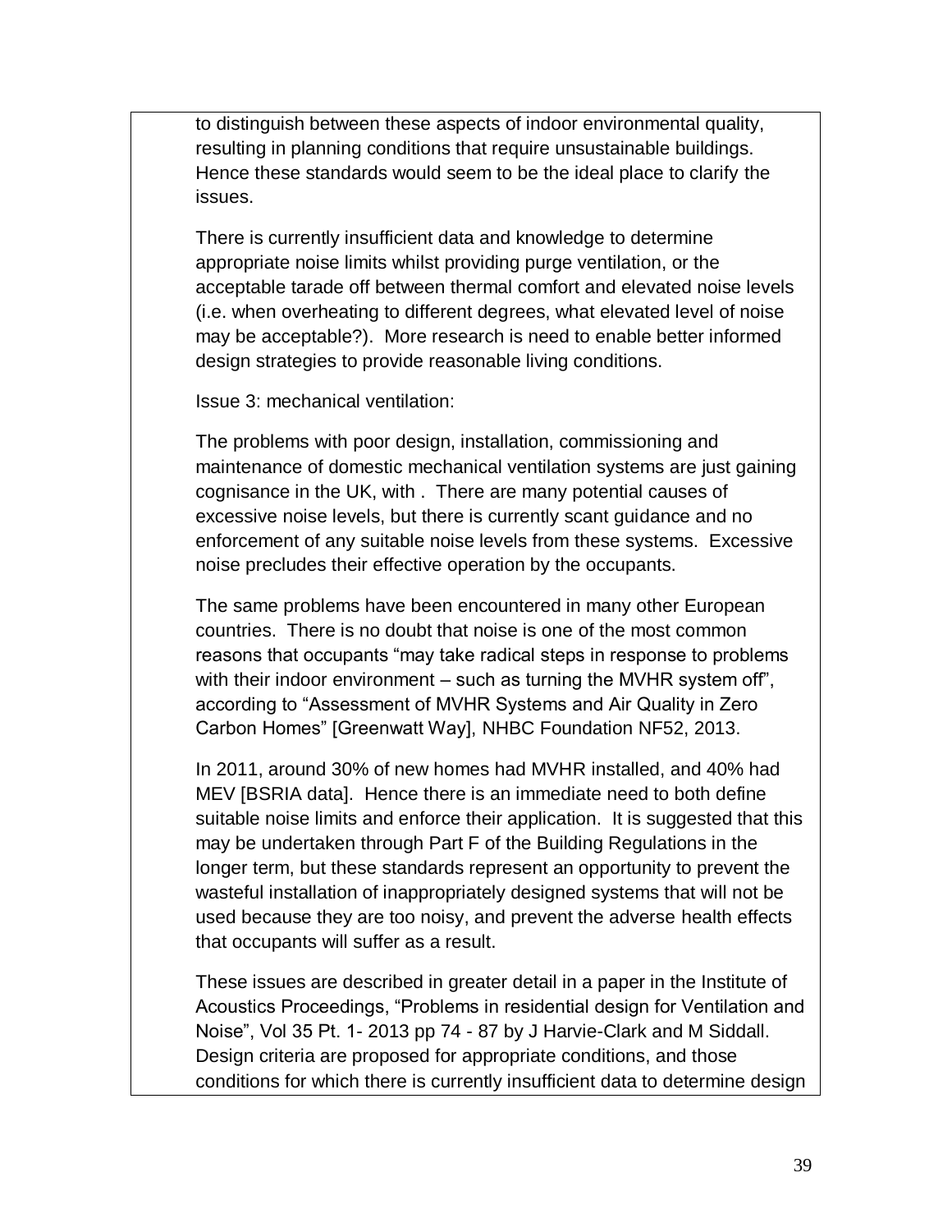to distinguish between these aspects of indoor environmental quality, resulting in planning conditions that require unsustainable buildings. Hence these standards would seem to be the ideal place to clarify the issues.

There is currently insufficient data and knowledge to determine appropriate noise limits whilst providing purge ventilation, or the acceptable tarade off between thermal comfort and elevated noise levels (i.e. when overheating to different degrees, what elevated level of noise may be acceptable?). More research is need to enable better informed design strategies to provide reasonable living conditions.

Issue 3: mechanical ventilation:

The problems with poor design, installation, commissioning and maintenance of domestic mechanical ventilation systems are just gaining cognisance in the UK, with . There are many potential causes of excessive noise levels, but there is currently scant guidance and no enforcement of any suitable noise levels from these systems. Excessive noise precludes their effective operation by the occupants.

The same problems have been encountered in many other European countries. There is no doubt that noise is one of the most common reasons that occupants "may take radical steps in response to problems with their indoor environment – such as turning the MVHR system off", according to "Assessment of MVHR Systems and Air Quality in Zero Carbon Homes" [Greenwatt Way], NHBC Foundation NF52, 2013.

In 2011, around 30% of new homes had MVHR installed, and 40% had MEV [BSRIA data]. Hence there is an immediate need to both define suitable noise limits and enforce their application. It is suggested that this may be undertaken through Part F of the Building Regulations in the longer term, but these standards represent an opportunity to prevent the wasteful installation of inappropriately designed systems that will not be used because they are too noisy, and prevent the adverse health effects that occupants will suffer as a result.

These issues are described in greater detail in a paper in the Institute of Acoustics Proceedings, "Problems in residential design for Ventilation and Noise", Vol 35 Pt. 1- 2013 pp 74 - 87 by J Harvie-Clark and M Siddall. Design criteria are proposed for appropriate conditions, and those conditions for which there is currently insufficient data to determine design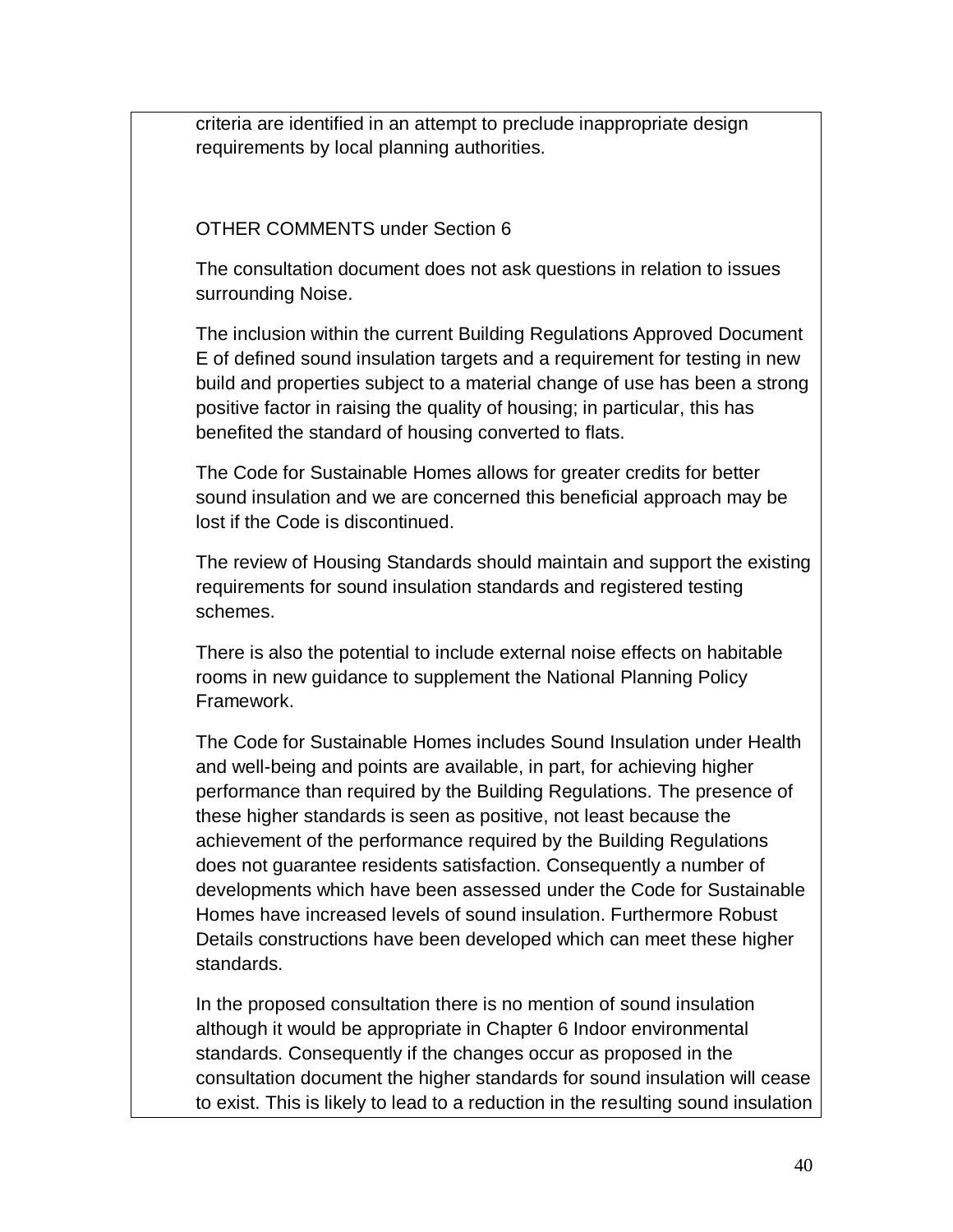criteria are identified in an attempt to preclude inappropriate design requirements by local planning authorities.

OTHER COMMENTS under Section 6

The consultation document does not ask questions in relation to issues surrounding Noise.

The inclusion within the current Building Regulations Approved Document E of defined sound insulation targets and a requirement for testing in new build and properties subject to a material change of use has been a strong positive factor in raising the quality of housing; in particular, this has benefited the standard of housing converted to flats.

The Code for Sustainable Homes allows for greater credits for better sound insulation and we are concerned this beneficial approach may be lost if the Code is discontinued.

The review of Housing Standards should maintain and support the existing requirements for sound insulation standards and registered testing schemes.

There is also the potential to include external noise effects on habitable rooms in new guidance to supplement the National Planning Policy Framework.

The Code for Sustainable Homes includes Sound Insulation under Health and well-being and points are available, in part, for achieving higher performance than required by the Building Regulations. The presence of these higher standards is seen as positive, not least because the achievement of the performance required by the Building Regulations does not guarantee residents satisfaction. Consequently a number of developments which have been assessed under the Code for Sustainable Homes have increased levels of sound insulation. Furthermore Robust Details constructions have been developed which can meet these higher standards.

In the proposed consultation there is no mention of sound insulation although it would be appropriate in Chapter 6 Indoor environmental standards. Consequently if the changes occur as proposed in the consultation document the higher standards for sound insulation will cease to exist. This is likely to lead to a reduction in the resulting sound insulation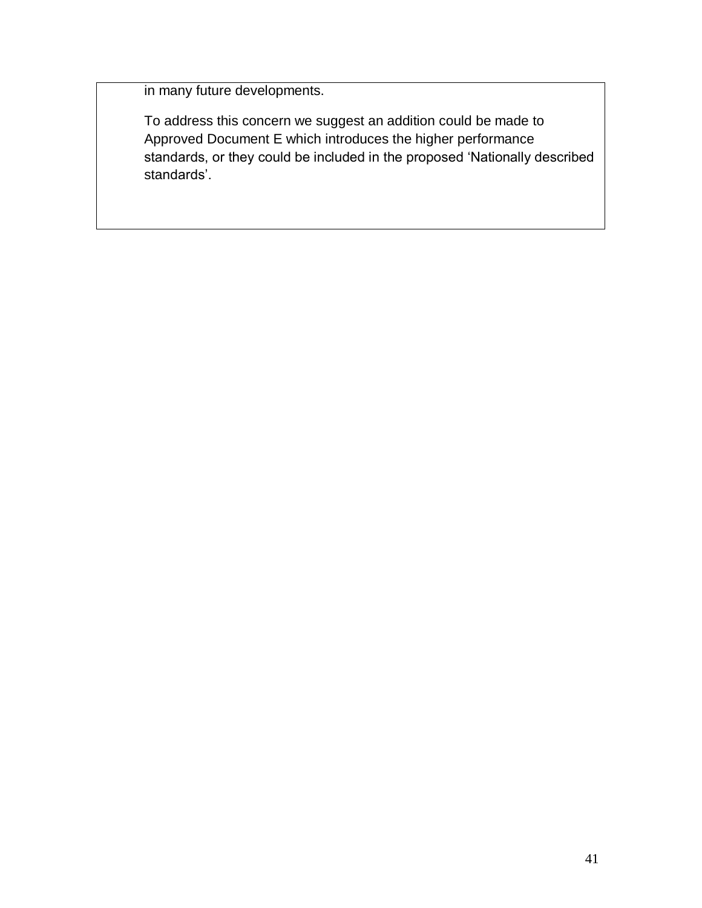in many future developments.

To address this concern we suggest an addition could be made to Approved Document E which introduces the higher performance standards, or they could be included in the proposed 'Nationally described standards'.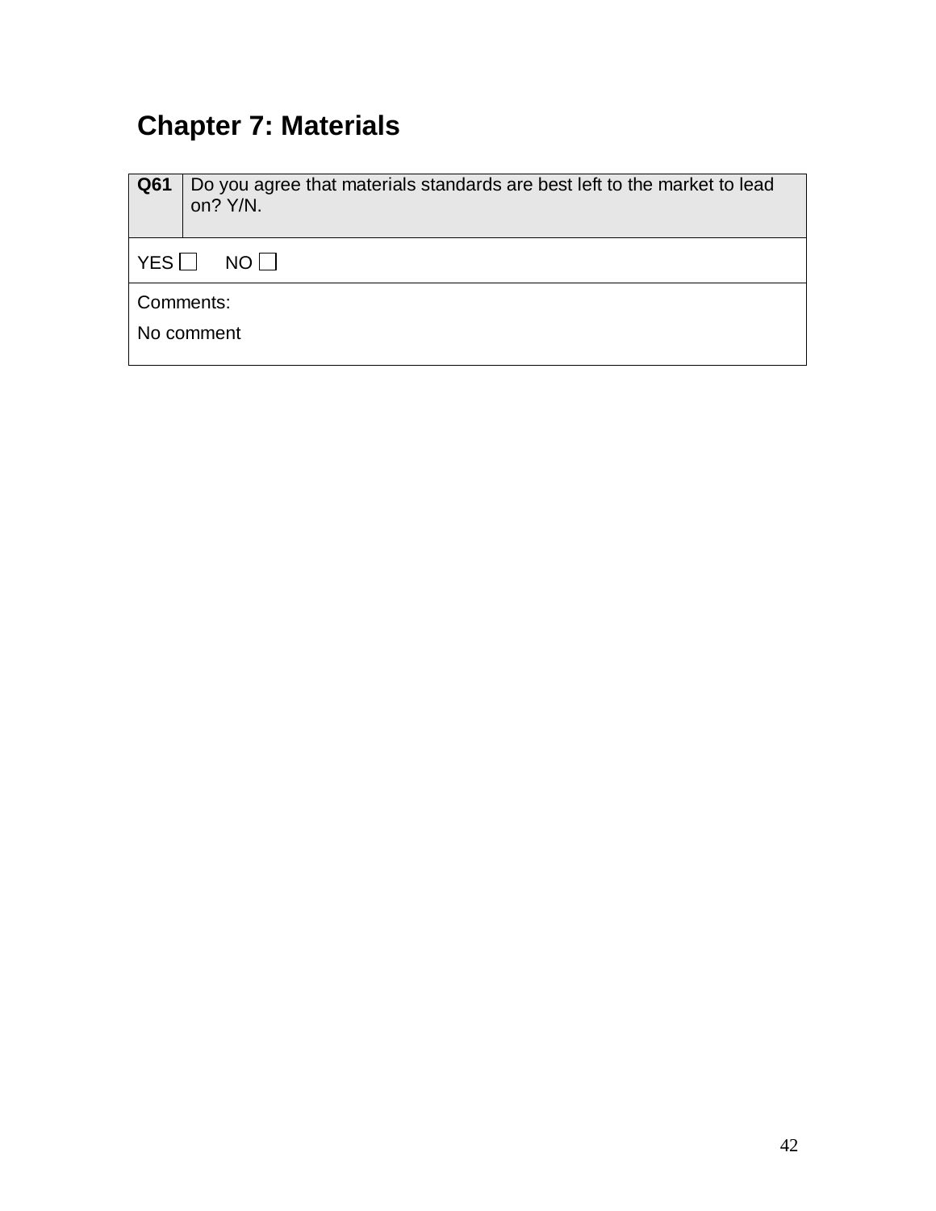# Chapter 7: Materials

| Q61 | Do you agree that materials standards are best left to the market to lead on? Y/N. |
|---|---|
| YES ☐ NO ☐ | |
| Comments:<br>No comment | |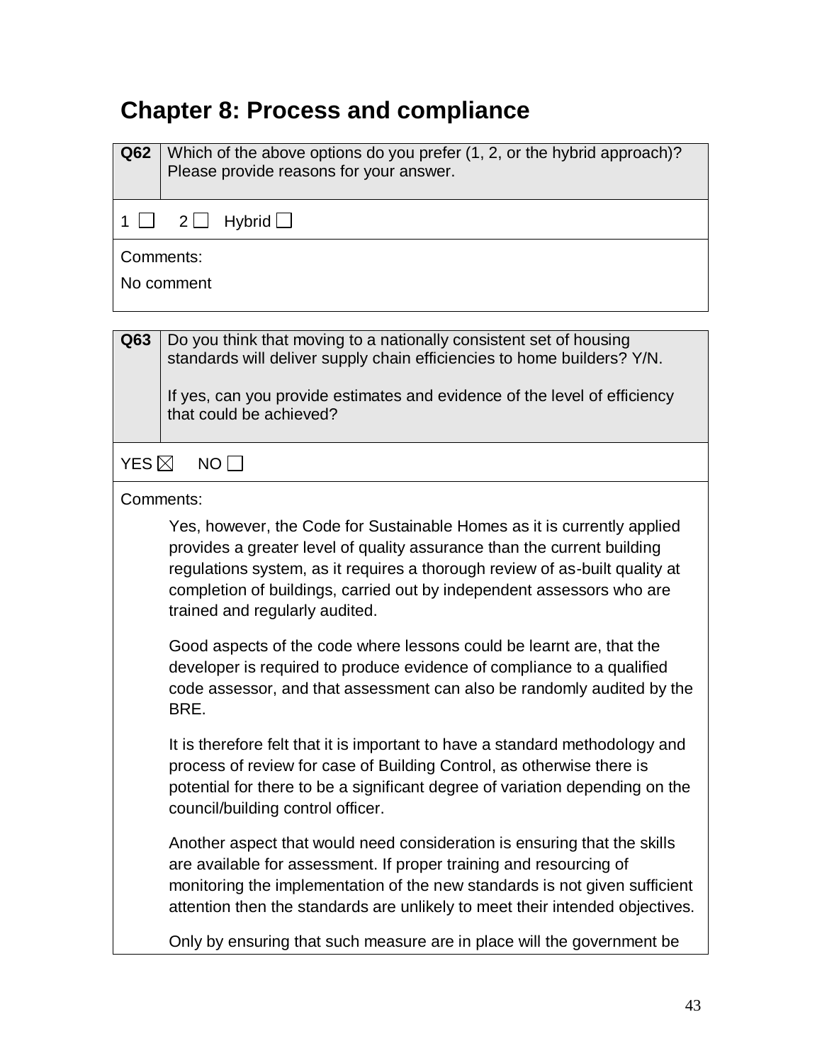# Chapter 8: Process and compliance

| Q62 | Which of the above options do you prefer (1, 2, or the hybrid approach)? Please provide reasons for your answer. |
|---|---|

1 ☐ 2 ☐ Hybrid ☐

Comments:

No comment

| Q63 | Do you think that moving to a nationally consistent set of housing standards will deliver supply chain efficiencies to home builders? Y/N.<br><br>If yes, can you provide estimates and evidence of the level of efficiency that could be achieved? |
|---|---|

YES ☒ NO ☐

Comments:

Yes, however, the Code for Sustainable Homes as it is currently applied provides a greater level of quality assurance than the current building regulations system, as it requires a thorough review of as-built quality at completion of buildings, carried out by independent assessors who are trained and regularly audited.

Good aspects of the code where lessons could be learnt are, that the developer is required to produce evidence of compliance to a qualified code assessor, and that assessment can also be randomly audited by the BRE.

It is therefore felt that it is important to have a standard methodology and process of review for case of Building Control, as otherwise there is potential for there to be a significant degree of variation depending on the council/building control officer.

Another aspect that would need consideration is ensuring that the skills are available for assessment. If proper training and resourcing of monitoring the implementation of the new standards is not given sufficient attention then the standards are unlikely to meet their intended objectives.

Only by ensuring that such measure are in place will the government be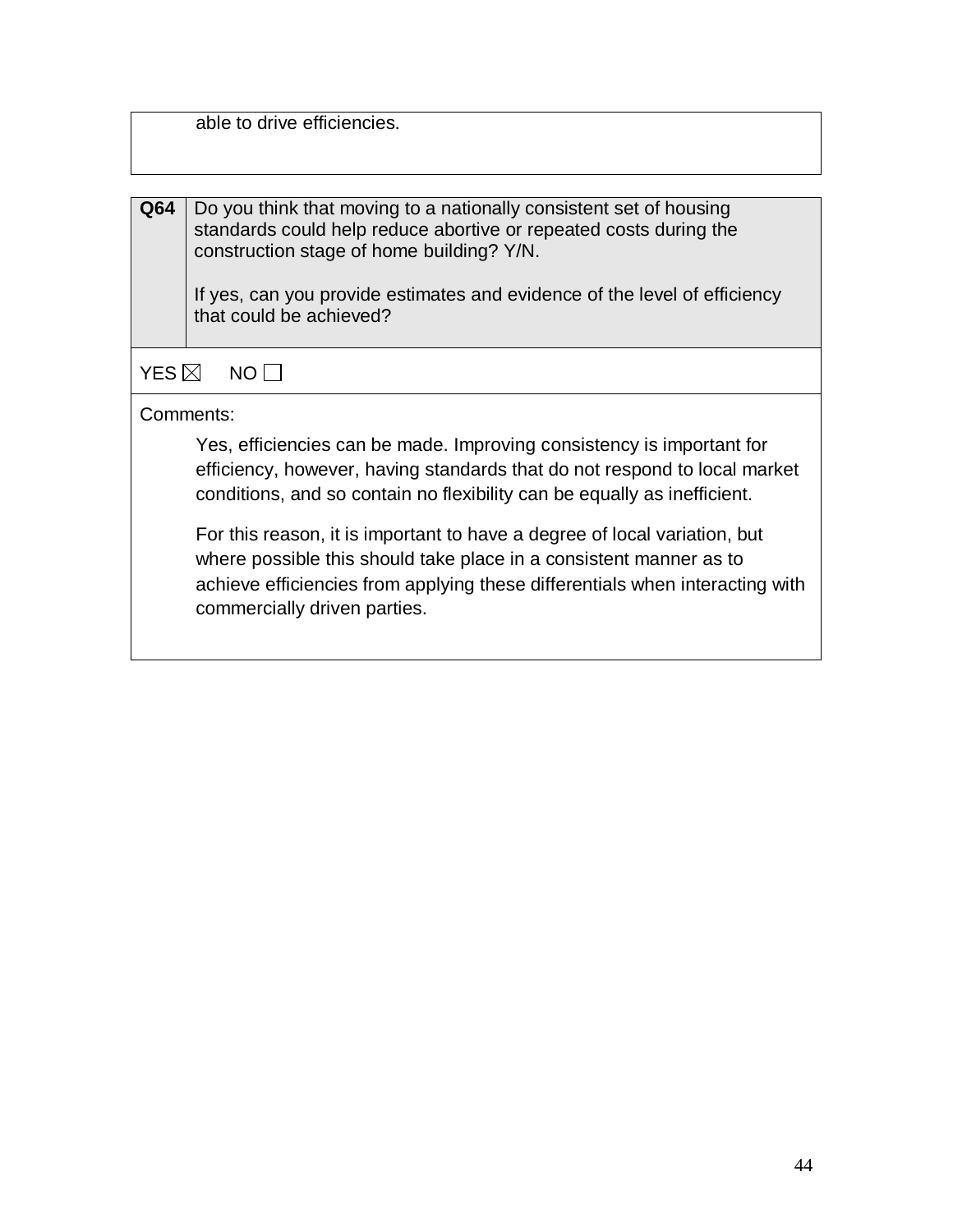able to drive efficiencies.

| | |
|---|---|
| **Q64** | Do you think that moving to a nationally consistent set of housing standards could help reduce abortive or repeated costs during the construction stage of home building? Y/N.<br><br>If yes, can you provide estimates and evidence of the level of efficiency that could be achieved? |

YES ☒ NO ☐

Comments:

Yes, efficiencies can be made. Improving consistency is important for efficiency, however, having standards that do not respond to local market conditions, and so contain no flexibility can be equally as inefficient.

For this reason, it is important to have a degree of local variation, but where possible this should take place in a consistent manner as to achieve efficiencies from applying these differentials when interacting with commercially driven parties.